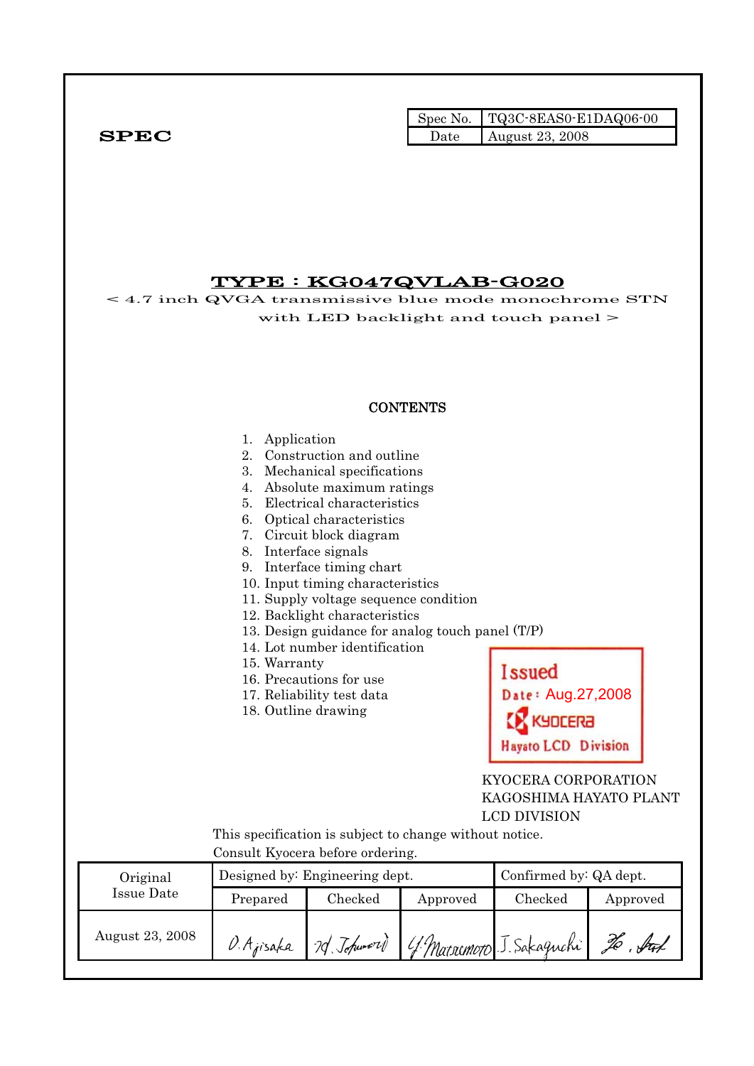**SPEC**

| Spec No. | TQ3C-8EAS0-E1DAQ06-00 |
|---|---|
| Date | August 23, 2008 |

# TYPE : KG047QVLAB-G020

< 4.7 inch QVGA transmissive blue mode monochrome STN with LED backlight and touch panel >

**CONTENTS**

1. Application
2. Construction and outline
3. Mechanical specifications
4. Absolute maximum ratings
5. Electrical characteristics
6. Optical characteristics
7. Circuit block diagram
8. Interface signals
9. Interface timing chart
10. Input timing characteristics
11. Supply voltage sequence condition
12. Backlight characteristics
13. Design guidance for analog touch panel (T/P)
14. Lot number identification
15. Warranty
16. Precautions for use
17. Reliability test data
18. Outline drawing

Issued
Date : Aug.27,2008
KYOCERA
Hayato LCD Division

KYOCERA CORPORATION
KAGOSHIMA HAYATO PLANT
LCD DIVISION

This specification is subject to change without notice.
Consult Kyocera before ordering.

| Original Issue Date | Designed by: Engineering dept. | | | Confirmed by: QA dept. | |
|---|---|---|---|---|---|
| | Prepared | Checked | Approved | Checked | Approved |
| August 23, 2008 | D. Ajisaka | M. Tokumori | Y. Matsumoto | J. Sakaguchi | Ho. Ito |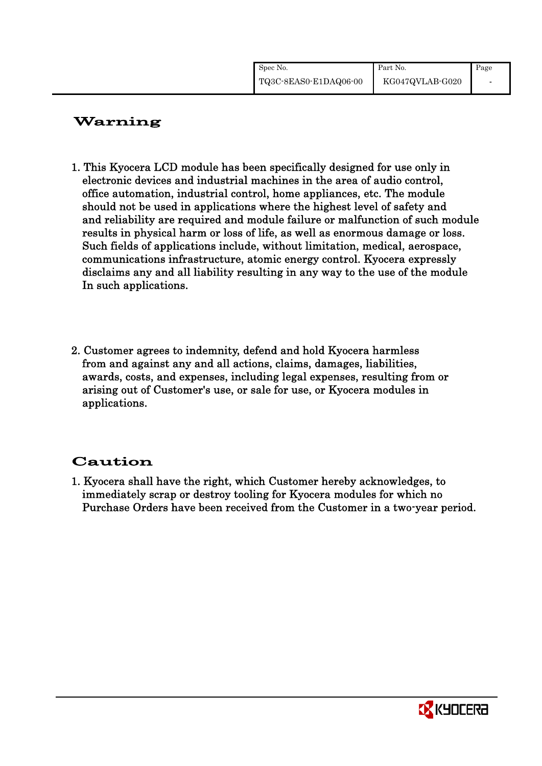# Warning

1. This Kyocera LCD module has been specifically designed for use only in electronic devices and industrial machines in the area of audio control, office automation, industrial control, home appliances, etc. The module should not be used in applications where the highest level of safety and and reliability are required and module failure or malfunction of such module results in physical harm or loss of life, as well as enormous damage or loss. Such fields of applications include, without limitation, medical, aerospace, communications infrastructure, atomic energy control. Kyocera expressly disclaims any and all liability resulting in any way to the use of the module In such applications.

2. Customer agrees to indemnity, defend and hold Kyocera harmless from and against any and all actions, claims, damages, liabilities, awards, costs, and expenses, including legal expenses, resulting from or arising out of Customer's use, or sale for use, or Kyocera modules in applications.

# Caution

1. Kyocera shall have the right, which Customer hereby acknowledges, to immediately scrap or destroy tooling for Kyocera modules for which no Purchase Orders have been received from the Customer in a two-year period.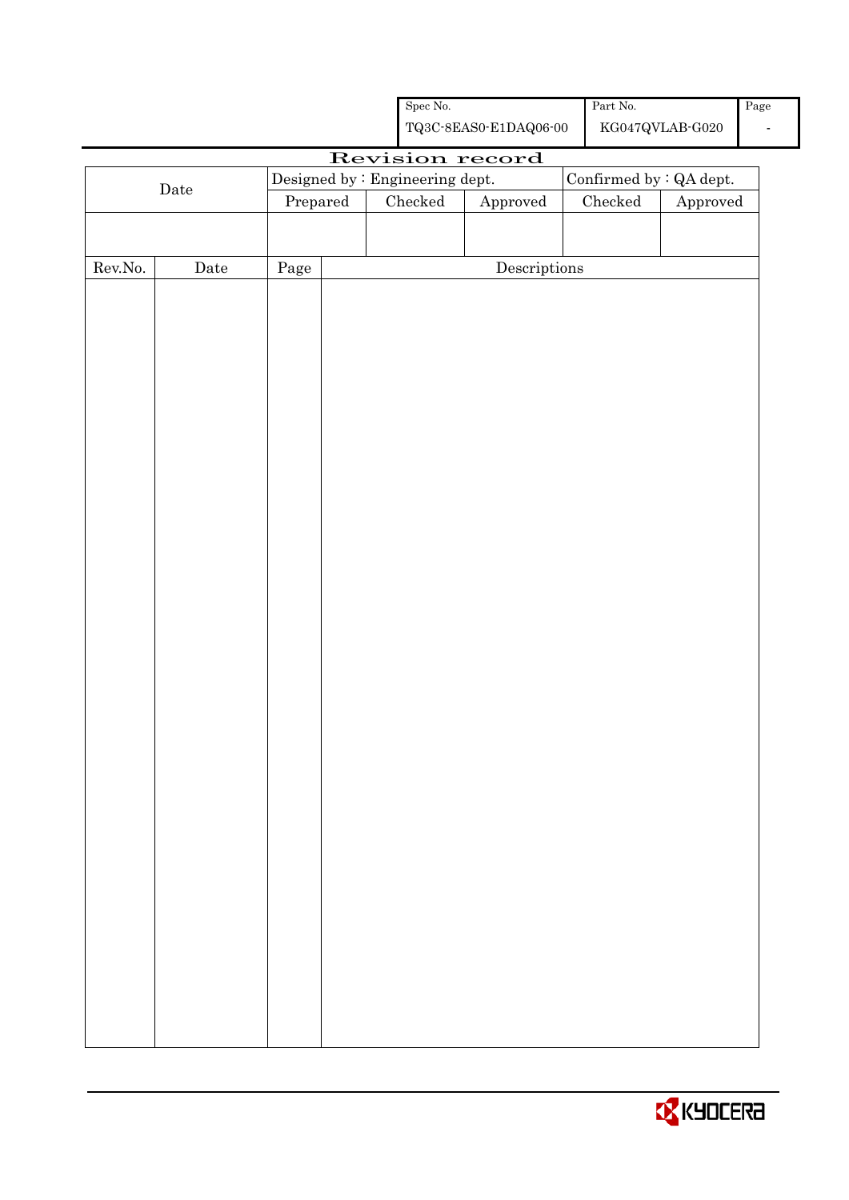| Spec No. | Part No. | Page |
|---|---|---|
| TQ3C-8EAS0-E1DAQ06-00 | KG047QVLAB-G020 | - |

# Revision record

| Date | Designed by : Engineering dept. | | | Confirmed by : QA dept. | |
|---|---|---|---|---|---|
| | Prepared | Checked | Approved | Checked | Approved |
| | | | | | |

| Rev.No. | Date | Page | Descriptions |
|---|---|---|---|
| | | | |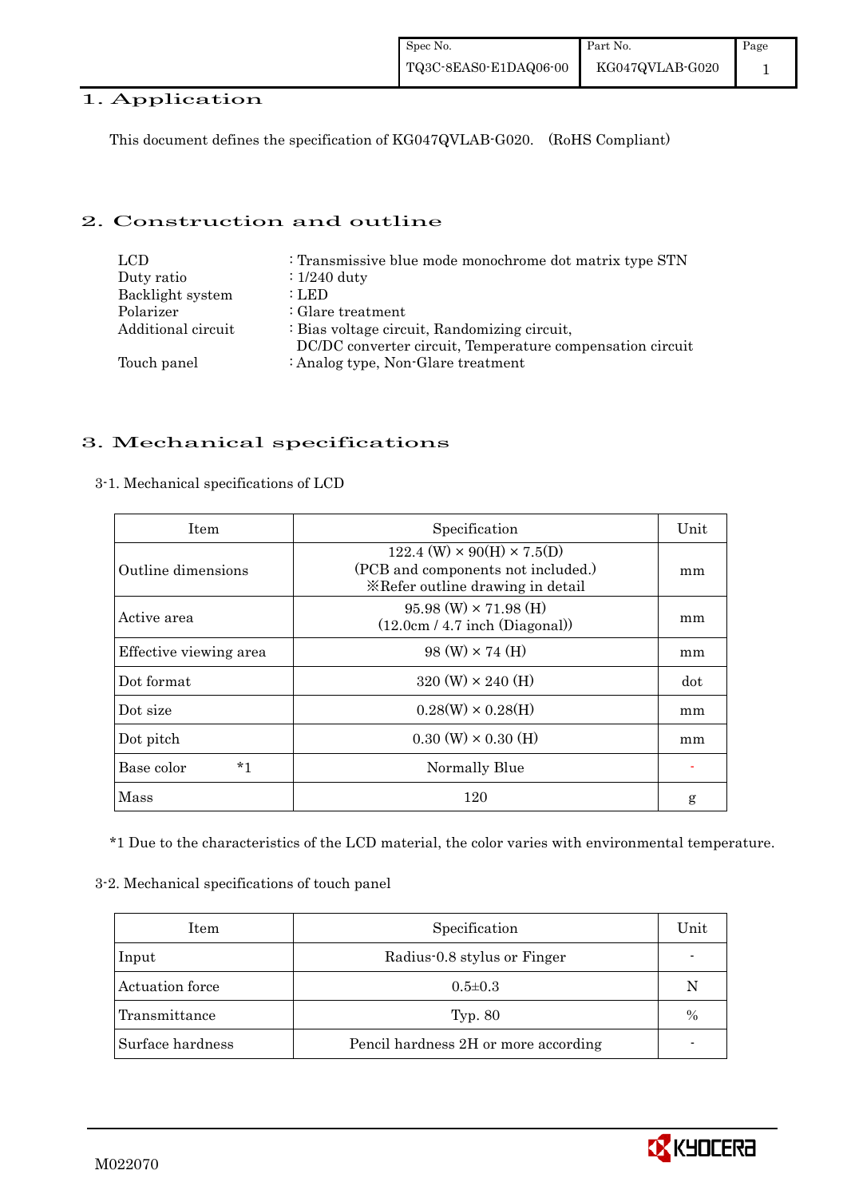# 1. Application

This document defines the specification of KG047QVLAB-G020. (RoHS Compliant)

# 2. Construction and outline

| | |
|---|---|
| LCD | : Transmissive blue mode monochrome dot matrix type STN |
| Duty ratio | : 1/240 duty |
| Backlight system | : LED |
| Polarizer | : Glare treatment |
| Additional circuit | : Bias voltage circuit, Randomizing circuit, DC/DC converter circuit, Temperature compensation circuit |
| Touch panel | : Analog type, Non-Glare treatment |

# 3. Mechanical specifications

3-1. Mechanical specifications of LCD

| Item | Specification | Unit |
|---|---|---|
| Outline dimensions | 122.4 (W) × 90(H) × 7.5(D) (PCB and components not included.) ※Refer outline drawing in detail | mm |
| Active area | 95.98 (W) × 71.98 (H) (12.0cm / 4.7 inch (Diagonal)) | mm |
| Effective viewing area | 98 (W) × 74 (H) | mm |
| Dot format | 320 (W) × 240 (H) | dot |
| Dot size | 0.28(W) × 0.28(H) | mm |
| Dot pitch | 0.30 (W) × 0.30 (H) | mm |
| Base color *1 | Normally Blue | - |
| Mass | 120 | g |

*1 Due to the characteristics of the LCD material, the color varies with environmental temperature.

3-2. Mechanical specifications of touch panel

| Item | Specification | Unit |
|---|---|---|
| Input | Radius-0.8 stylus or Finger | - |
| Actuation force | 0.5±0.3 | N |
| Transmittance | Typ. 80 | % |
| Surface hardness | Pencil hardness 2H or more according | - |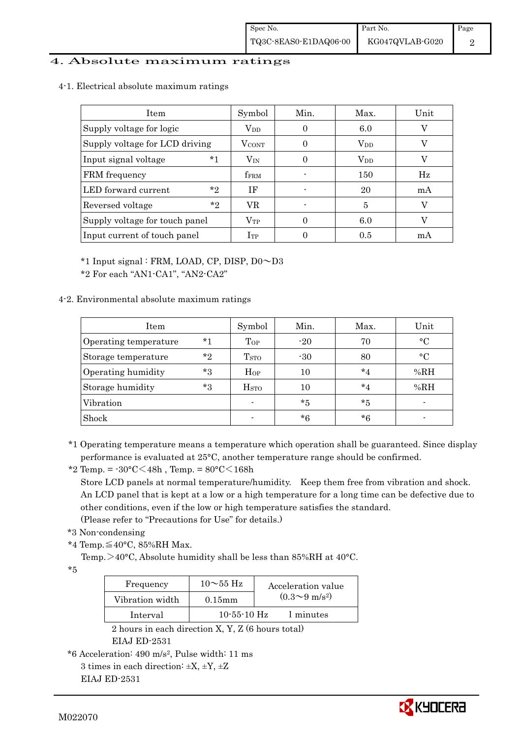## 4. Absolute maximum ratings

### 4-1. Electrical absolute maximum ratings

| Item | Symbol | Min. | Max. | Unit |
|---|---|---|---|---|
| Supply voltage for logic | $V_{DD}$ | 0 | 6.0 | V |
| Supply voltage for LCD driving | $V_{CONT}$ | 0 | $V_{DD}$ | V |
| Input signal voltage *1 | $V_{IN}$ | 0 | $V_{DD}$ | V |
| FRM frequency | $f_{FRM}$ | - | 150 | Hz |
| LED forward current *2 | IF | - | 20 | mA |
| Reversed voltage *2 | VR | - | 5 | V |
| Supply voltage for touch panel | $V_{TP}$ | 0 | 6.0 | V |
| Input current of touch panel | $I_{TP}$ | 0 | 0.5 | mA |

*1 Input signal : FRM, LOAD, CP, DISP, D0～D3

*2 For each "AN1-CA1", "AN2-CA2"

### 4-2. Environmental absolute maximum ratings

| Item | Symbol | Min. | Max. | Unit |
|---|---|---|---|---|
| Operating temperature *1 | $T_{OP}$ | -20 | 70 | °C |
| Storage temperature *2 | $T_{STO}$ | -30 | 80 | °C |
| Operating humidity *3 | $H_{OP}$ | 10 | *4 | %RH |
| Storage humidity *3 | $H_{STO}$ | 10 | *4 | %RH |
| Vibration | - | *5 | *5 | - |
| Shock | - | *6 | *6 | - |

*1 Operating temperature means a temperature which operation shall be guaranteed. Since display performance is evaluated at 25°C, another temperature range should be confirmed.

*2 Temp. = -30°C＜48h , Temp. = 80°C＜168h
Store LCD panels at normal temperature/humidity. Keep them free from vibration and shock. An LCD panel that is kept at a low or a high temperature for a long time can be defective due to other conditions, even if the low or high temperature satisfies the standard.
(Please refer to "Precautions for Use" for details.)

*3 Non-condensing

*4 Temp.≦40°C, 85%RH Max.
Temp.＞40°C, Absolute humidity shall be less than 85%RH at 40°C.

*5

| Frequency | 10～55 Hz | Acceleration value $(0.3\sim9\ m/s^2)$ |
|---|---|---|
| Vibration width | 0.15mm | |
| Interval | 10-55-10 Hz | 1 minutes |

2 hours in each direction X, Y, Z (6 hours total)
EIAJ ED-2531

*6 Acceleration: 490 $m/s^2$, Pulse width: 11 ms
3 times in each direction: ±X, ±Y, ±Z
EIAJ ED-2531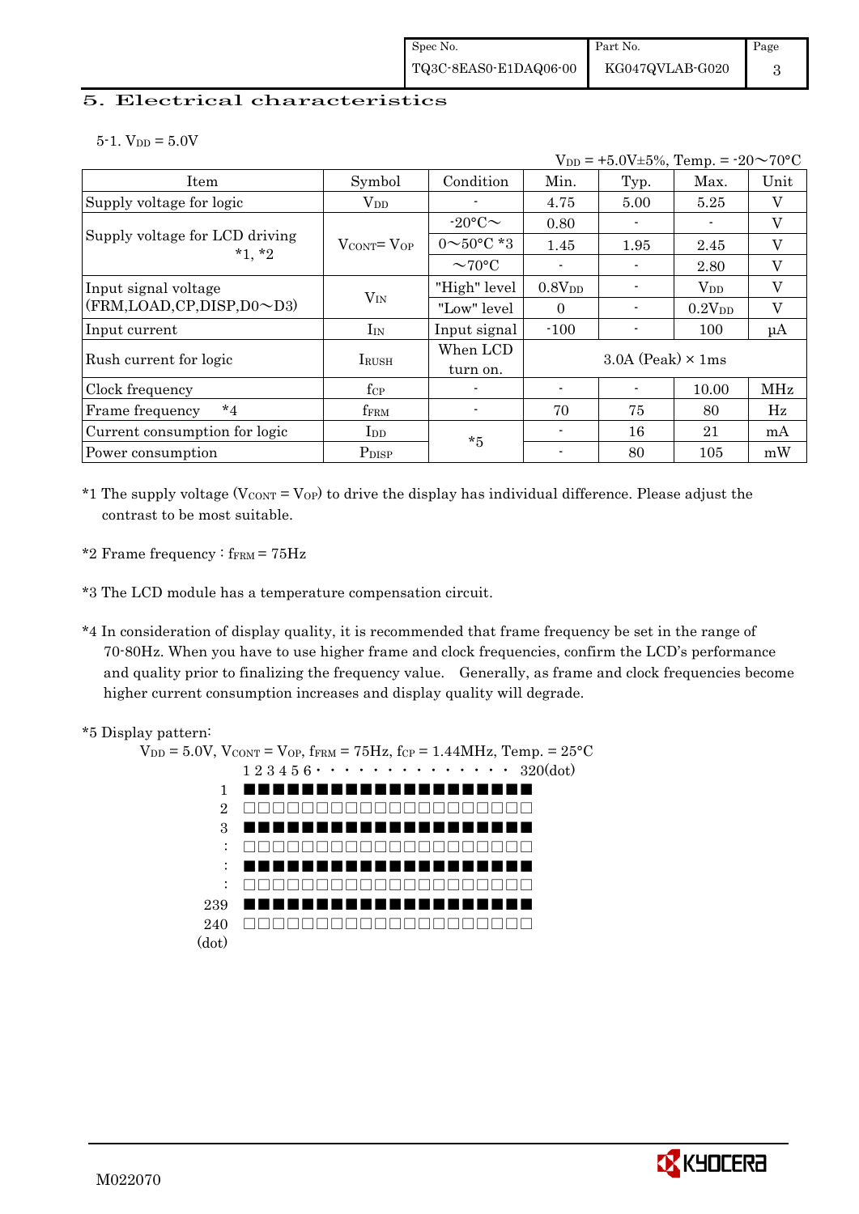## 5. Electrical characteristics

5-1. $V_{DD}$ = 5.0V

$V_{DD}$ = +5.0V±5%, Temp. = -20～70°C

| Item | Symbol | Condition | Min. | Typ. | Max. | Unit |
|---|---|---|---|---|---|---|
| Supply voltage for logic | $V_{DD}$ | - | 4.75 | 5.00 | 5.25 | V |
| Supply voltage for LCD driving *1, *2 | $V_{CONT}$= $V_{OP}$ | -20°C～ | 0.80 | - | - | V |
| | | 0～50°C *3 | 1.45 | 1.95 | 2.45 | V |
| | | ～70°C | - | - | 2.80 | V |
| Input signal voltage (FRM,LOAD,CP,DISP,D0～D3) | $V_{IN}$ | "High" level | $0.8V_{DD}$ | - | $V_{DD}$ | V |
| | | "Low" level | 0 | - | $0.2V_{DD}$ | V |
| Input current | $I_{IN}$ | Input signal | -100 | - | 100 | μA |
| Rush current for logic | $I_{RUSH}$ | When LCD turn on. | 3.0A (Peak) × 1ms | | | |
| Clock frequency | $f_{CP}$ | - | - | - | 10.00 | MHz |
| Frame frequency *4 | $f_{FRM}$ | - | 70 | 75 | 80 | Hz |
| Current consumption for logic | $I_{DD}$ | *5 | - | 16 | 21 | mA |
| Power consumption | $P_{DISP}$ | | - | 80 | 105 | mW |

*1 The supply voltage ($V_{CONT}$ = $V_{OP}$) to drive the display has individual difference. Please adjust the contrast to be most suitable.

*2 Frame frequency : $f_{FRM}$ = 75Hz

*3 The LCD module has a temperature compensation circuit.

*4 In consideration of display quality, it is recommended that frame frequency be set in the range of 70-80Hz. When you have to use higher frame and clock frequencies, confirm the LCD's performance and quality prior to finalizing the frequency value. Generally, as frame and clock frequencies become higher current consumption increases and display quality will degrade.

*5 Display pattern:

$V_{DD}$ = 5.0V, $V_{CONT}$ = $V_{OP}$, $f_{FRM}$ = 75Hz, $f_{CP}$ = 1.44MHz, Temp. = 25°C

```
      1 2 3 4 5 6 · · · · · · · · · · · · · ·  320(dot)
  1   ■■■■■■■■■■■■■■■■■■■■
  2   □□□□□□□□□□□□□□□□□□□□
  3   ■■■■■■■■■■■■■■■■■■■■
  :   □□□□□□□□□□□□□□□□□□□□
  :   ■■■■■■■■■■■■■■■■■■■■
  :   □□□□□□□□□□□□□□□□□□□□
239   ■■■■■■■■■■■■■■■■■■■■
240   □□□□□□□□□□□□□□□□□□□□
(dot)
```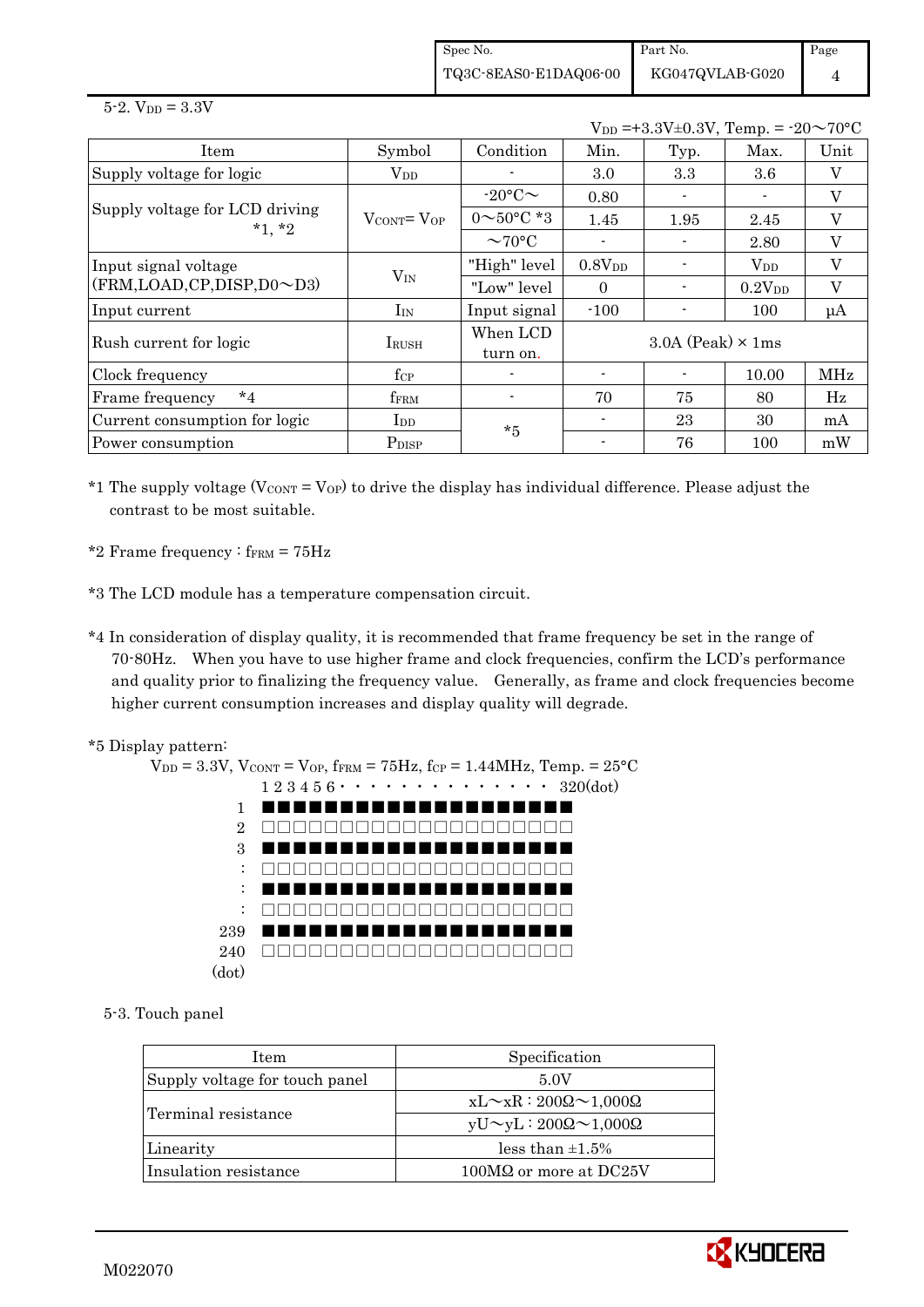5-2. $V_{DD}$ = 3.3V

$V_{DD}$ =+3.3V±0.3V, Temp. = -20～70°C

| Item | Symbol | Condition | Min. | Typ. | Max. | Unit |
|---|---|---|---|---|---|---|
| Supply voltage for logic | $V_{DD}$ | - | 3.0 | 3.3 | 3.6 | V |
| Supply voltage for LCD driving *1, *2 | $V_{CONT}$= $V_{OP}$ | -20°C～ | 0.80 | - | - | V |
| | | 0～50°C *3 | 1.45 | 1.95 | 2.45 | V |
| | | ～70°C | - | - | 2.80 | V |
| Input signal voltage (FRM,LOAD,CP,DISP,D0～D3) | $V_{IN}$ | "High" level | $0.8V_{DD}$ | - | $V_{DD}$ | V |
| | | "Low" level | 0 | - | $0.2V_{DD}$ | V |
| Input current | $I_{IN}$ | Input signal | -100 | - | 100 | μA |
| Rush current for logic | $I_{RUSH}$ | When LCD turn on. | 3.0A (Peak) × 1ms | | | |
| Clock frequency | $f_{CP}$ | - | - | - | 10.00 | MHz |
| Frame frequency *4 | $f_{FRM}$ | - | 70 | 75 | 80 | Hz |
| Current consumption for logic | $I_{DD}$ | *5 | - | 23 | 30 | mA |
| Power consumption | $P_{DISP}$ | | - | 76 | 100 | mW |

*1 The supply voltage ($V_{CONT}$ = $V_{OP}$) to drive the display has individual difference. Please adjust the contrast to be most suitable.

*2 Frame frequency : $f_{FRM}$ = 75Hz

*3 The LCD module has a temperature compensation circuit.

*4 In consideration of display quality, it is recommended that frame frequency be set in the range of 70-80Hz. When you have to use higher frame and clock frequencies, confirm the LCD's performance and quality prior to finalizing the frequency value. Generally, as frame and clock frequencies become higher current consumption increases and display quality will degrade.

*5 Display pattern:

$V_{DD}$ = 3.3V, $V_{CONT}$ = $V_{OP}$, $f_{FRM}$ = 75Hz, $f_{CP}$ = 1.44MHz, Temp. = 25°C

```
      1 2 3 4 5 6 · · · · · · · · · · · · · · · 320(dot)
  1   ■■■■■■■■■■■■■■■■■■■■
  2   □□□□□□□□□□□□□□□□□□□□
  3   ■■■■■■■■■■■■■■■■■■■■
  :   □□□□□□□□□□□□□□□□□□□□
  :   ■■■■■■■■■■■■■■■■■■■■
  :   □□□□□□□□□□□□□□□□□□□□
239   ■■■■■■■■■■■■■■■■■■■■
240   □□□□□□□□□□□□□□□□□□□□
(dot)
```

5-3. Touch panel

| Item | Specification |
|---|---|
| Supply voltage for touch panel | 5.0V |
| Terminal resistance | xL～xR : 200Ω～1,000Ω |
| | yU～yL : 200Ω～1,000Ω |
| Linearity | less than ±1.5% |
| Insulation resistance | 100MΩ or more at DC25V |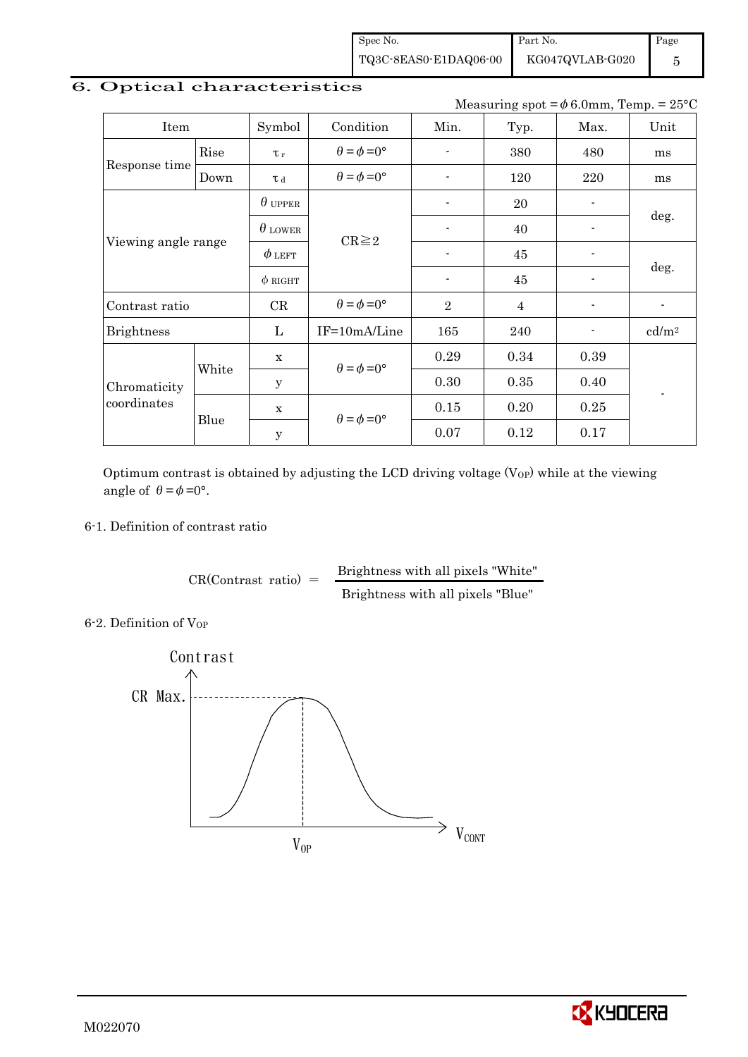## 6. Optical characteristics

Measuring spot = $\phi$ 6.0mm, Temp. = 25°C

| Item | | Symbol | Condition | Min. | Typ. | Max. | Unit |
|---|---|---|---|---|---|---|---|
| Response time | Rise | $\tau_r$ | $\theta = \phi = 0°$ | - | 380 | 480 | ms |
| | Down | $\tau_d$ | $\theta = \phi = 0°$ | - | 120 | 220 | ms |
| Viewing angle range | | $\theta_{UPPER}$ | CR≧2 | - | 20 | - | deg. |
| | | $\theta_{LOWER}$ | | - | 40 | - | |
| | | $\phi_{LEFT}$ | | - | 45 | - | deg. |
| | | $\phi_{RIGHT}$ | | - | 45 | - | |
| Contrast ratio | | CR | $\theta = \phi = 0°$ | 2 | 4 | - | - |
| Brightness | | L | IF=10mA/Line | 165 | 240 | - | cd/m² |
| Chromaticity coordinates | White | x | $\theta = \phi = 0°$ | 0.29 | 0.34 | 0.39 | - |
| | | y | | 0.30 | 0.35 | 0.40 | |
| | Blue | x | $\theta = \phi = 0°$ | 0.15 | 0.20 | 0.25 | |
| | | y | | 0.07 | 0.12 | 0.17 | |

Optimum contrast is obtained by adjusting the LCD driving voltage ($V_{OP}$) while at the viewing angle of $\theta = \phi = 0°$.

### 6-1. Definition of contrast ratio

$$\text{CR(Contrast ratio)} = \frac{\text{Brightness with all pixels "White"}}{\text{Brightness with all pixels "Blue"}}$$

### 6-2. Definition of $V_{OP}$

Contrast

CR Max.

$V_{OP}$

$V_{CONT}$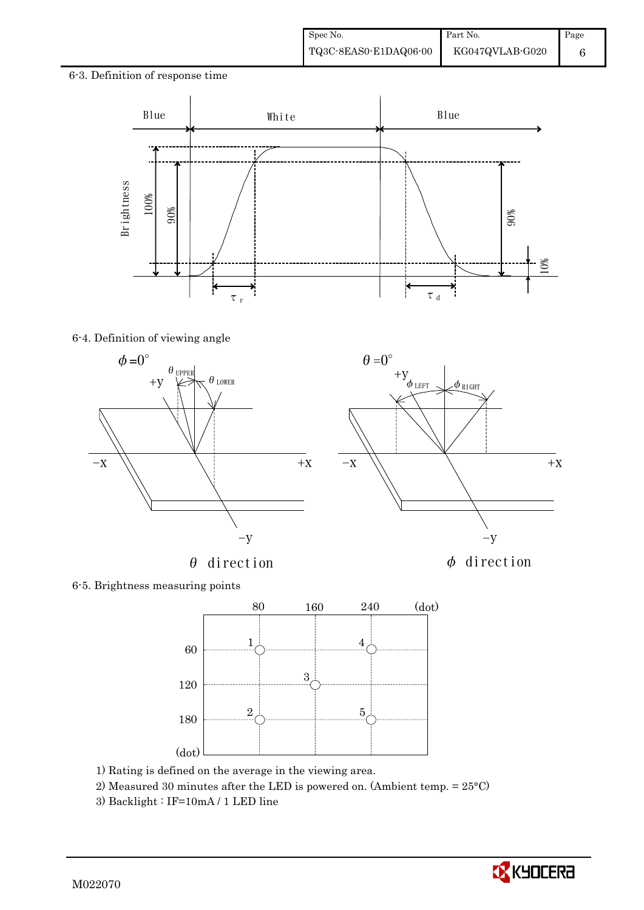6-3. Definition of response time

6-4. Definition of viewing angle

6-5. Brightness measuring points

1) Rating is defined on the average in the viewing area.

2) Measured 30 minutes after the LED is powered on. (Ambient temp. = 25°C)

3) Backlight : IF=10mA / 1 LED line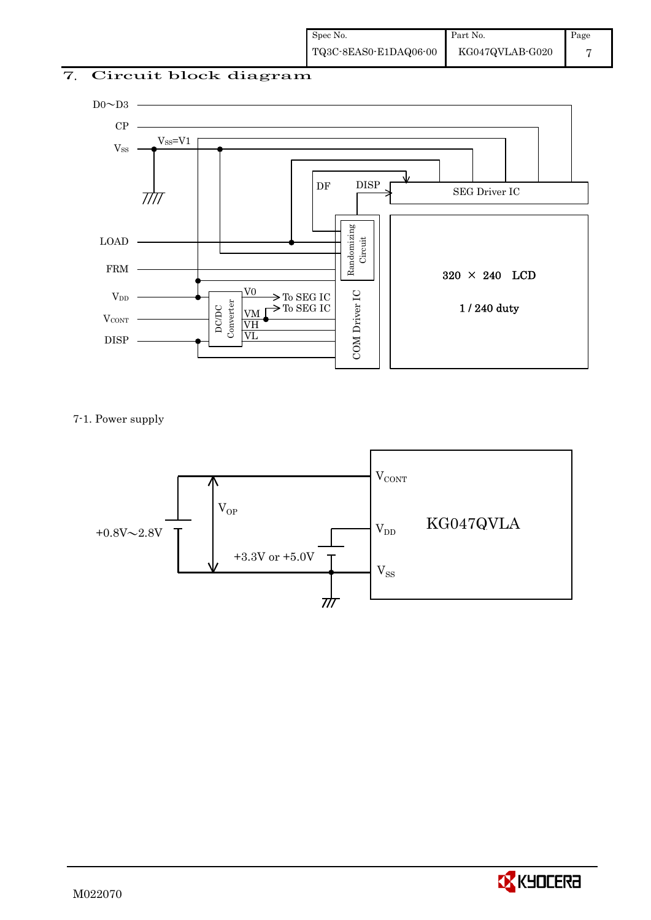## 7. Circuit block diagram

D0～D3

CP

$V_{SS}$ $V_{SS}$=V1

DF DISP SEG Driver IC

LOAD Randomizing Circuit

FRM 320 × 240 LCD

1 / 240 duty

$V_{DD}$ V0 → To SEG IC

DC/DC Converter VM → To SEG IC

$V_{CONT}$ VH

VL

DISP COM Driver IC

7-1. Power supply

$V_{CONT}$

$V_{OP}$

+0.8V～2.8V $V_{DD}$ KG047QVLA

+3.3V or +5.0V

$V_{SS}$

M022070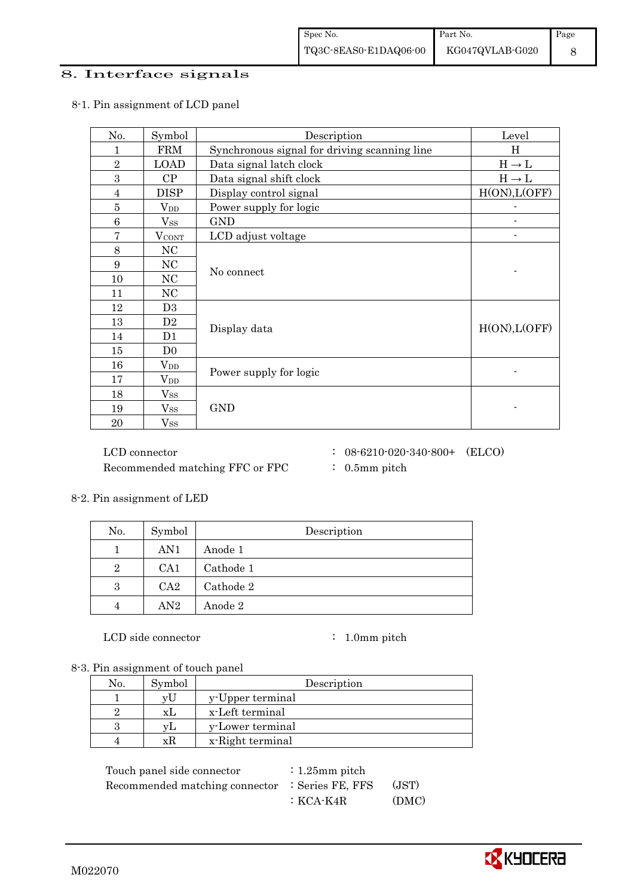## 8. Interface signals

### 8-1. Pin assignment of LCD panel

| No. | Symbol | Description | Level |
|---|---|---|---|
| 1 | FRM | Synchronous signal for driving scanning line | H |
| 2 | LOAD | Data signal latch clock | H → L |
| 3 | CP | Data signal shift clock | H → L |
| 4 | DISP | Display control signal | H(ON),L(OFF) |
| 5 | $V_{DD}$ | Power supply for logic | - |
| 6 | $V_{SS}$ | GND | - |
| 7 | $V_{CONT}$ | LCD adjust voltage | - |
| 8 | NC | No connect | - |
| 9 | NC | | |
| 10 | NC | | |
| 11 | NC | | |
| 12 | D3 | Display data | H(ON),L(OFF) |
| 13 | D2 | | |
| 14 | D1 | | |
| 15 | D0 | | |
| 16 | $V_{DD}$ | Power supply for logic | - |
| 17 | $V_{DD}$ | | |
| 18 | $V_{SS}$ | GND | - |
| 19 | $V_{SS}$ | | |
| 20 | $V_{SS}$ | | |

LCD connector : 08-6210-020-340-800+ (ELCO)
Recommended matching FFC or FPC : 0.5mm pitch

### 8-2. Pin assignment of LED

| No. | Symbol | Description |
|---|---|---|
| 1 | AN1 | Anode 1 |
| 2 | CA1 | Cathode 1 |
| 3 | CA2 | Cathode 2 |
| 4 | AN2 | Anode 2 |

LCD side connector : 1.0mm pitch

### 8-3. Pin assignment of touch panel

| No. | Symbol | Description |
|---|---|---|
| 1 | yU | y-Upper terminal |
| 2 | xL | x-Left terminal |
| 3 | yL | y-Lower terminal |
| 4 | xR | x-Right terminal |

Touch panel side connector : 1.25mm pitch
Recommended matching connector : Series FE, FFS (JST)
: KCA-K4R (DMC)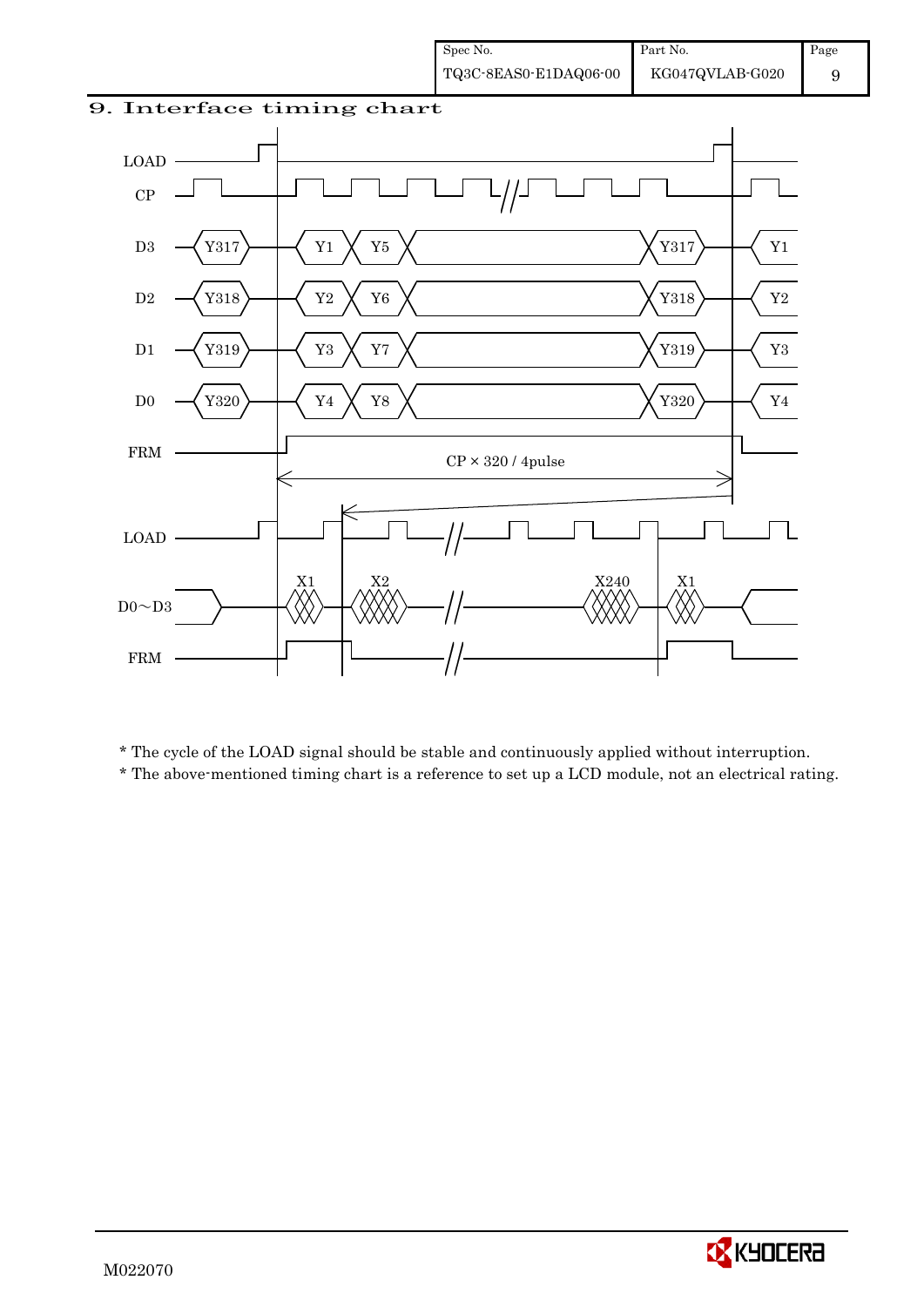## 9. Interface timing chart

* The cycle of the LOAD signal should be stable and continuously applied without interruption.
* The above-mentioned timing chart is a reference to set up a LCD module, not an electrical rating.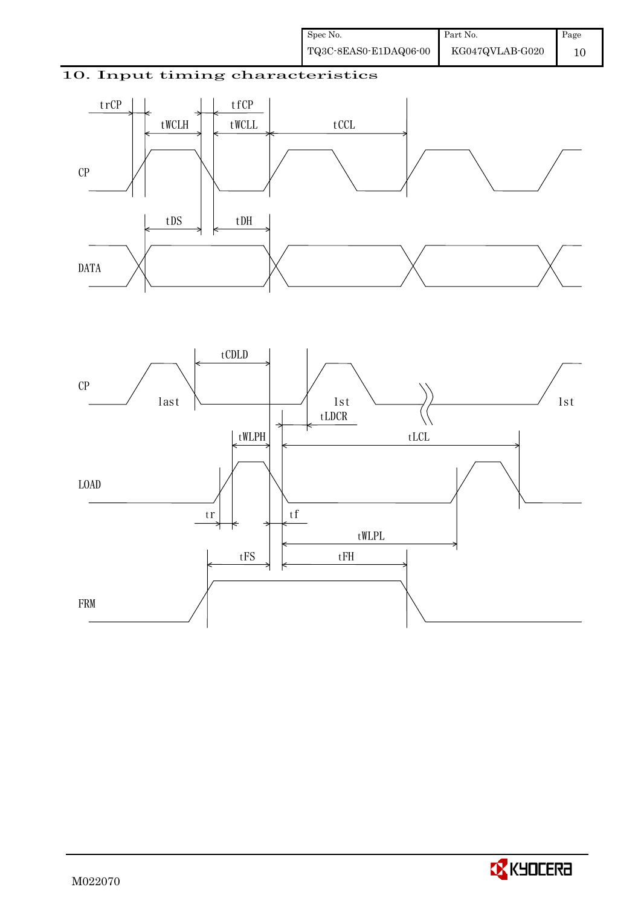## 10. Input timing characteristics

trCP tfCP tWCLH tWCLL tCCL

CP

tDS tDH

DATA

tCDLD

CP last 1st 1st

tLDCR

tWLPH tLCL

LOAD

tr tf

tWLPL

tFS tFH

FRM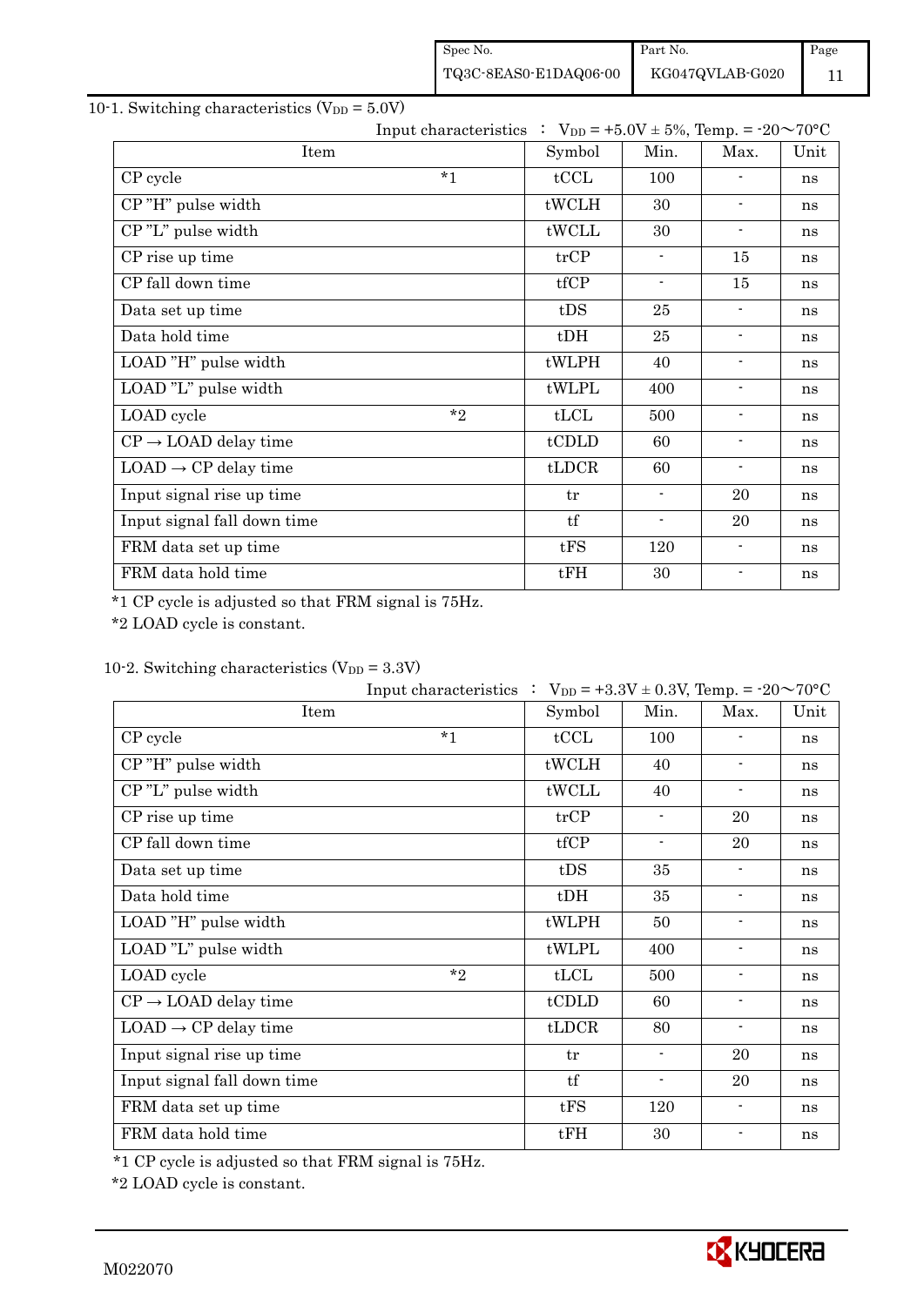10-1. Switching characteristics ($V_{DD}$ = 5.0V)

Input characteristics ： $V_{DD}$ = +5.0V ± 5%, Temp. = -20～70°C

| Item | Symbol | Min. | Max. | Unit |
|---|---|---|---|---|
| CP cycle *1 | tCCL | 100 | - | ns |
| CP "H" pulse width | tWCLH | 30 | - | ns |
| CP "L" pulse width | tWCLL | 30 | - | ns |
| CP rise up time | trCP | - | 15 | ns |
| CP fall down time | tfCP | - | 15 | ns |
| Data set up time | tDS | 25 | - | ns |
| Data hold time | tDH | 25 | - | ns |
| LOAD "H" pulse width | tWLPH | 40 | - | ns |
| LOAD "L" pulse width | tWLPL | 400 | - | ns |
| LOAD cycle *2 | tLCL | 500 | - | ns |
| CP → LOAD delay time | tCDLD | 60 | - | ns |
| LOAD → CP delay time | tLDCR | 60 | - | ns |
| Input signal rise up time | tr | - | 20 | ns |
| Input signal fall down time | tf | - | 20 | ns |
| FRM data set up time | tFS | 120 | - | ns |
| FRM data hold time | tFH | 30 | - | ns |

*1 CP cycle is adjusted so that FRM signal is 75Hz.

*2 LOAD cycle is constant.

10-2. Switching characteristics ($V_{DD}$ = 3.3V)

Input characteristics ： $V_{DD}$ = +3.3V ± 0.3V, Temp. = -20～70°C

| Item | Symbol | Min. | Max. | Unit |
|---|---|---|---|---|
| CP cycle *1 | tCCL | 100 | - | ns |
| CP "H" pulse width | tWCLH | 40 | - | ns |
| CP "L" pulse width | tWCLL | 40 | - | ns |
| CP rise up time | trCP | - | 20 | ns |
| CP fall down time | tfCP | - | 20 | ns |
| Data set up time | tDS | 35 | - | ns |
| Data hold time | tDH | 35 | - | ns |
| LOAD "H" pulse width | tWLPH | 50 | - | ns |
| LOAD "L" pulse width | tWLPL | 400 | - | ns |
| LOAD cycle *2 | tLCL | 500 | - | ns |
| CP → LOAD delay time | tCDLD | 60 | - | ns |
| LOAD → CP delay time | tLDCR | 80 | - | ns |
| Input signal rise up time | tr | - | 20 | ns |
| Input signal fall down time | tf | - | 20 | ns |
| FRM data set up time | tFS | 120 | - | ns |
| FRM data hold time | tFH | 30 | - | ns |

*1 CP cycle is adjusted so that FRM signal is 75Hz.

*2 LOAD cycle is constant.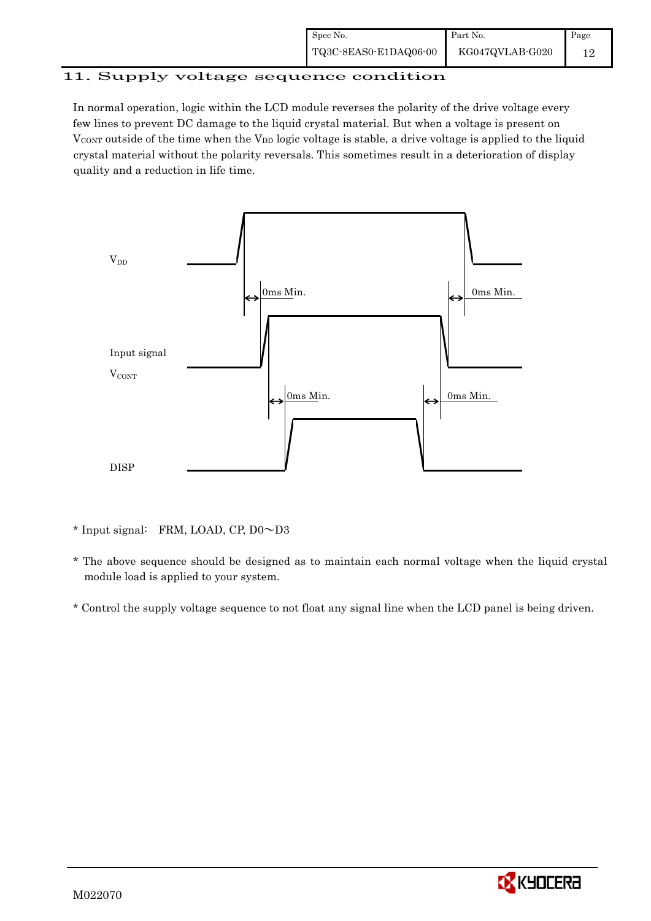## 11. Supply voltage sequence condition

In normal operation, logic within the LCD module reverses the polarity of the drive voltage every few lines to prevent DC damage to the liquid crystal material. But when a voltage is present on $V_{CONT}$ outside of the time when the $V_{DD}$ logic voltage is stable, a drive voltage is applied to the liquid crystal material without the polarity reversals. This sometimes result in a deterioration of display quality and a reduction in life time.

$V_{DD}$

0ms Min.　　0ms Min.

Input signal

$V_{CONT}$

0ms Min.　　0ms Min.

DISP

* Input signal:　FRM, LOAD, CP, D0～D3

* The above sequence should be designed as to maintain each normal voltage when the liquid crystal module load is applied to your system.

* Control the supply voltage sequence to not float any signal line when the LCD panel is being driven.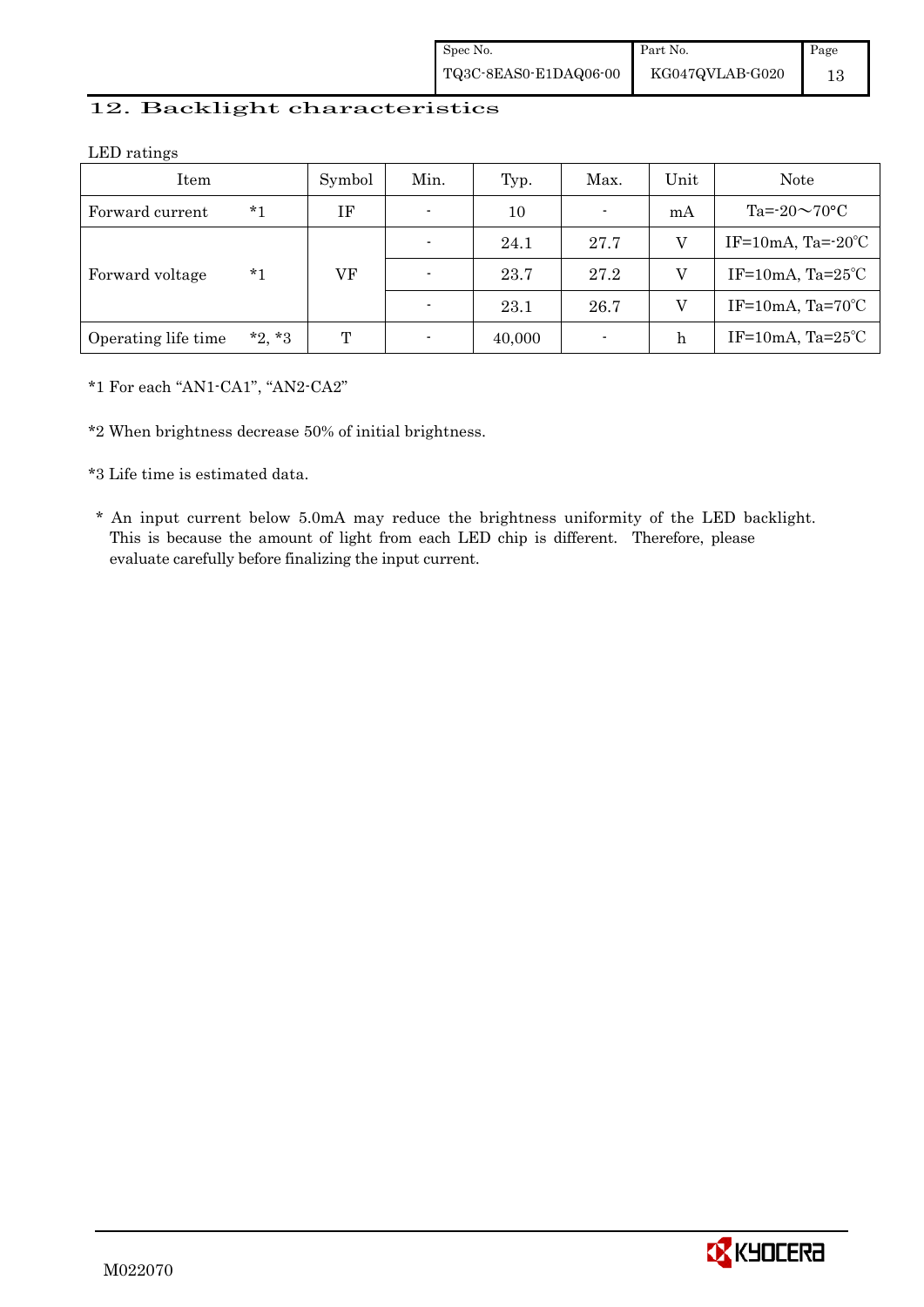## 12. Backlight characteristics

LED ratings

| Item | | Symbol | Min. | Typ. | Max. | Unit | Note |
|---|---|---|---|---|---|---|---|
| Forward current | *1 | IF | - | 10 | - | mA | Ta=-20～70°C |
| Forward voltage | *1 | VF | - | 24.1 | 27.7 | V | IF=10mA, Ta=-20℃ |
| | | | - | 23.7 | 27.2 | V | IF=10mA, Ta=25℃ |
| | | | - | 23.1 | 26.7 | V | IF=10mA, Ta=70℃ |
| Operating life time | *2, *3 | T | - | 40,000 | - | h | IF=10mA, Ta=25℃ |

*1 For each "AN1-CA1", "AN2-CA2"

*2 When brightness decrease 50% of initial brightness.

*3 Life time is estimated data.

* An input current below 5.0mA may reduce the brightness uniformity of the LED backlight. This is because the amount of light from each LED chip is different. Therefore, please evaluate carefully before finalizing the input current.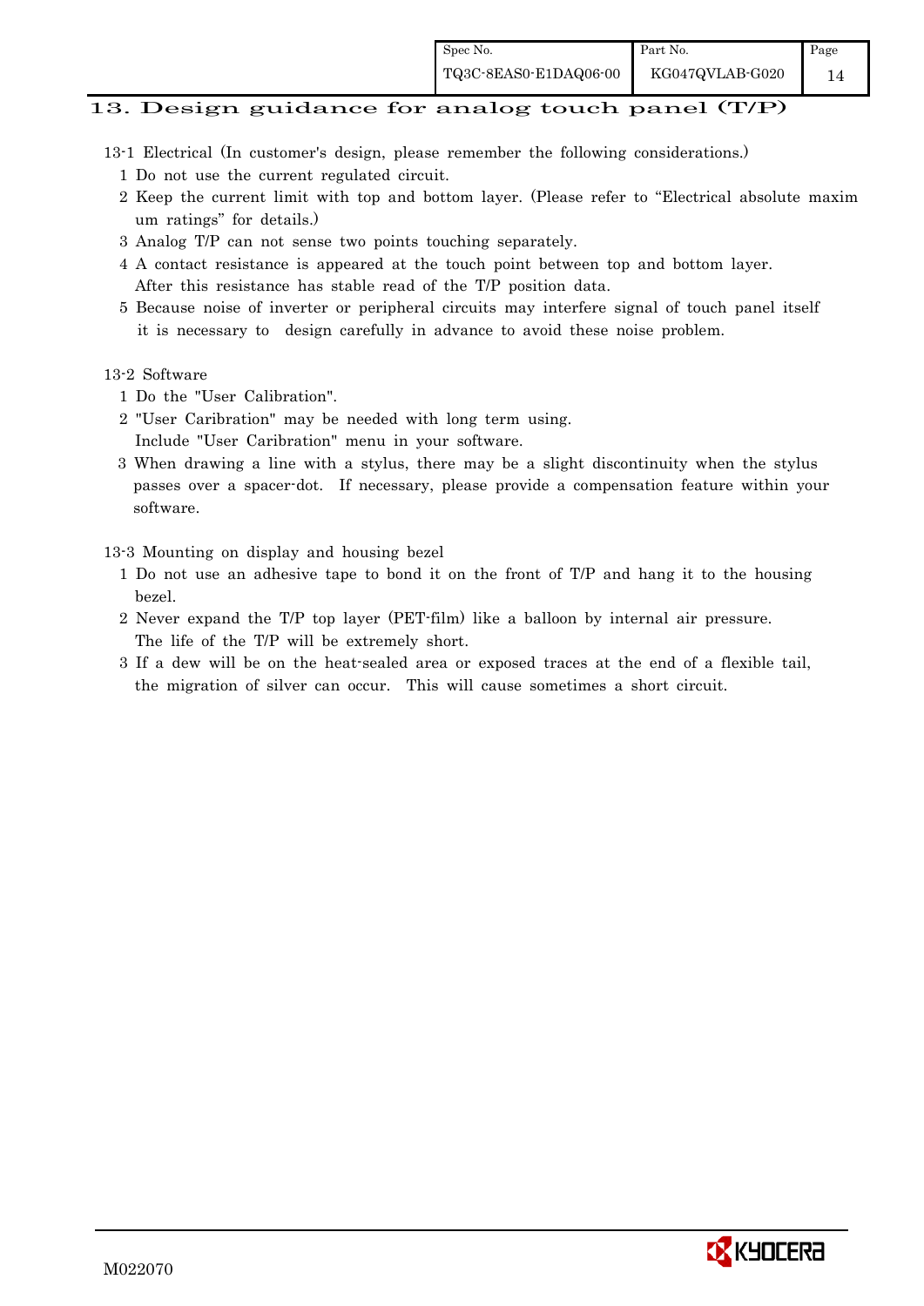## 13. Design guidance for analog touch panel (T/P)

13-1 Electrical (In customer's design, please remember the following considerations.)

1 Do not use the current regulated circuit.

2 Keep the current limit with top and bottom layer. (Please refer to "Electrical absolute maximum ratings" for details.)

3 Analog T/P can not sense two points touching separately.

4 A contact resistance is appeared at the touch point between top and bottom layer. After this resistance has stable read of the T/P position data.

5 Because noise of inverter or peripheral circuits may interfere signal of touch panel itself it is necessary to design carefully in advance to avoid these noise problem.

13-2 Software

1 Do the "User Calibration".

2 "User Caribration" may be needed with long term using. Include "User Caribration" menu in your software.

3 When drawing a line with a stylus, there may be a slight discontinuity when the stylus passes over a spacer-dot. If necessary, please provide a compensation feature within your software.

13-3 Mounting on display and housing bezel

1 Do not use an adhesive tape to bond it on the front of T/P and hang it to the housing bezel.

2 Never expand the T/P top layer (PET-film) like a balloon by internal air pressure. The life of the T/P will be extremely short.

3 If a dew will be on the heat-sealed area or exposed traces at the end of a flexible tail, the migration of silver can occur. This will cause sometimes a short circuit.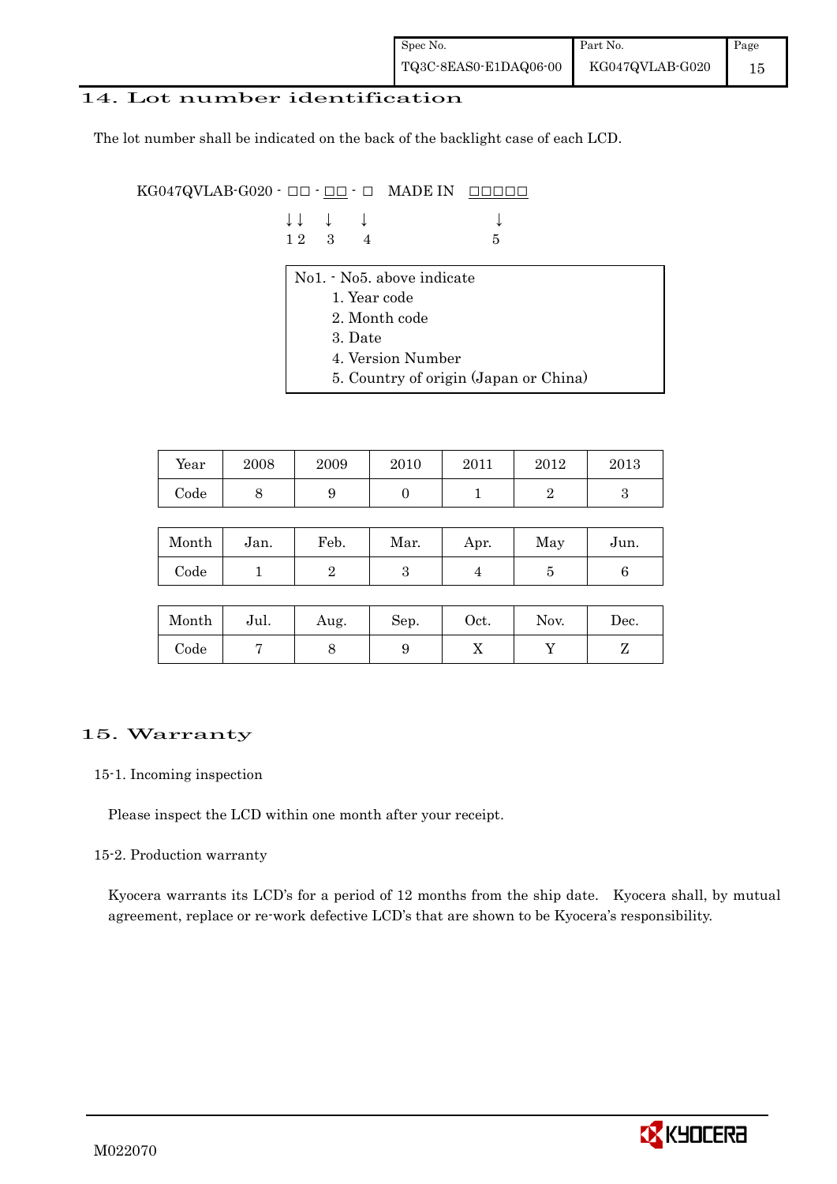## 14. Lot number identification

The lot number shall be indicated on the back of the backlight case of each LCD.

```
KG047QVLAB-G020 - □□ - □□ - □   MADE IN  □□□□□
                  ↓↓   ↓    ↓               ↓
                  1 2  3    4               5
```

No1. - No5. above indicate
1. Year code
2. Month code
3. Date
4. Version Number
5. Country of origin (Japan or China)

| Year | 2008 | 2009 | 2010 | 2011 | 2012 | 2013 |
|---|---|---|---|---|---|---|
| Code | 8 | 9 | 0 | 1 | 2 | 3 |

| Month | Jan. | Feb. | Mar. | Apr. | May | Jun. |
|---|---|---|---|---|---|---|
| Code | 1 | 2 | 3 | 4 | 5 | 6 |

| Month | Jul. | Aug. | Sep. | Oct. | Nov. | Dec. |
|---|---|---|---|---|---|---|
| Code | 7 | 8 | 9 | X | Y | Z |

## 15. Warranty

### 15-1. Incoming inspection

Please inspect the LCD within one month after your receipt.

### 15-2. Production warranty

Kyocera warrants its LCD's for a period of 12 months from the ship date. Kyocera shall, by mutual agreement, replace or re-work defective LCD's that are shown to be Kyocera's responsibility.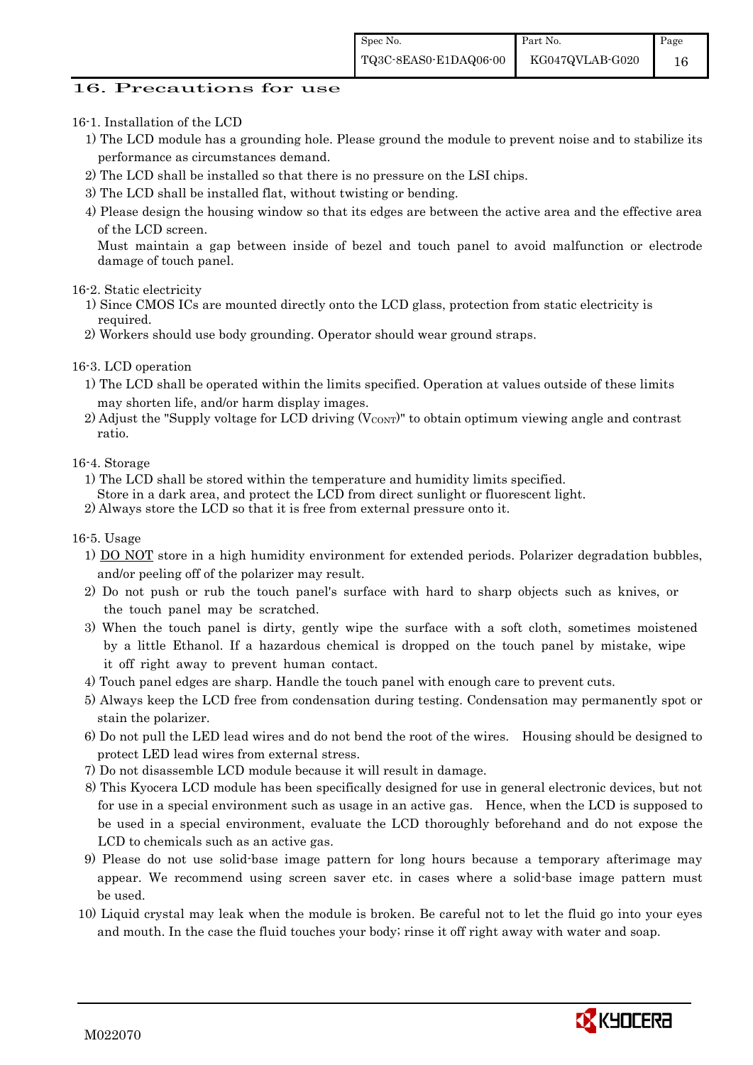## 16. Precautions for use

16-1. Installation of the LCD

1) The LCD module has a grounding hole. Please ground the module to prevent noise and to stabilize its performance as circumstances demand.
2) The LCD shall be installed so that there is no pressure on the LSI chips.
3) The LCD shall be installed flat, without twisting or bending.
4) Please design the housing window so that its edges are between the active area and the effective area of the LCD screen.
   Must maintain a gap between inside of bezel and touch panel to avoid malfunction or electrode damage of touch panel.

16-2. Static electricity

1) Since CMOS ICs are mounted directly onto the LCD glass, protection from static electricity is required.
2) Workers should use body grounding. Operator should wear ground straps.

16-3. LCD operation

1) The LCD shall be operated within the limits specified. Operation at values outside of these limits may shorten life, and/or harm display images.
2) Adjust the "Supply voltage for LCD driving ($V_{CONT}$)" to obtain optimum viewing angle and contrast ratio.

16-4. Storage

1) The LCD shall be stored within the temperature and humidity limits specified.
   Store in a dark area, and protect the LCD from direct sunlight or fluorescent light.
2) Always store the LCD so that it is free from external pressure onto it.

16-5. Usage

1) DO NOT store in a high humidity environment for extended periods. Polarizer degradation bubbles, and/or peeling off of the polarizer may result.
2) Do not push or rub the touch panel's surface with hard to sharp objects such as knives, or the touch panel may be scratched.
3) When the touch panel is dirty, gently wipe the surface with a soft cloth, sometimes moistened by a little Ethanol. If a hazardous chemical is dropped on the touch panel by mistake, wipe it off right away to prevent human contact.
4) Touch panel edges are sharp. Handle the touch panel with enough care to prevent cuts.
5) Always keep the LCD free from condensation during testing. Condensation may permanently spot or stain the polarizer.
6) Do not pull the LED lead wires and do not bend the root of the wires. Housing should be designed to protect LED lead wires from external stress.
7) Do not disassemble LCD module because it will result in damage.
8) This Kyocera LCD module has been specifically designed for use in general electronic devices, but not for use in a special environment such as usage in an active gas. Hence, when the LCD is supposed to be used in a special environment, evaluate the LCD thoroughly beforehand and do not expose the LCD to chemicals such as an active gas.
9) Please do not use solid-base image pattern for long hours because a temporary afterimage may appear. We recommend using screen saver etc. in cases where a solid-base image pattern must be used.
10) Liquid crystal may leak when the module is broken. Be careful not to let the fluid go into your eyes and mouth. In the case the fluid touches your body; rinse it off right away with water and soap.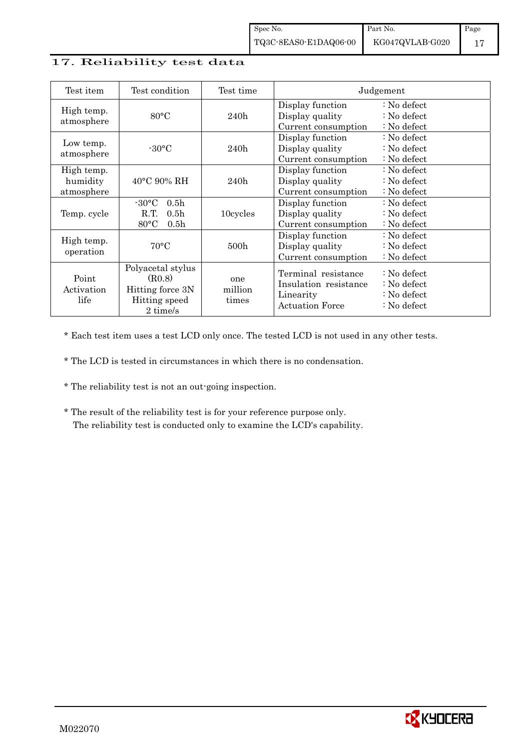## 17. Reliability test data

| Test item | Test condition | Test time | Judgement |
|---|---|---|---|
| High temp. atmosphere | 80°C | 240h | Display function : No defect<br>Display quality : No defect<br>Current consumption : No defect |
| Low temp. atmosphere | -30°C | 240h | Display function : No defect<br>Display quality : No defect<br>Current consumption : No defect |
| High temp. humidity atmosphere | 40°C 90% RH | 240h | Display function : No defect<br>Display quality : No defect<br>Current consumption : No defect |
| Temp. cycle | -30°C 0.5h<br>R.T. 0.5h<br>80°C 0.5h | 10cycles | Display function : No defect<br>Display quality : No defect<br>Current consumption : No defect |
| High temp. operation | 70°C | 500h | Display function : No defect<br>Display quality : No defect<br>Current consumption : No defect |
| Point Activation life | Polyacetal stylus (R0.8)<br>Hitting force 3N<br>Hitting speed 2 time/s | one million times | Terminal resistance : No defect<br>Insulation resistance : No defect<br>Linearity : No defect<br>Actuation Force : No defect |

* Each test item uses a test LCD only once. The tested LCD is not used in any other tests.

* The LCD is tested in circumstances in which there is no condensation.

* The reliability test is not an out-going inspection.

* The result of the reliability test is for your reference purpose only.
  The reliability test is conducted only to examine the LCD's capability.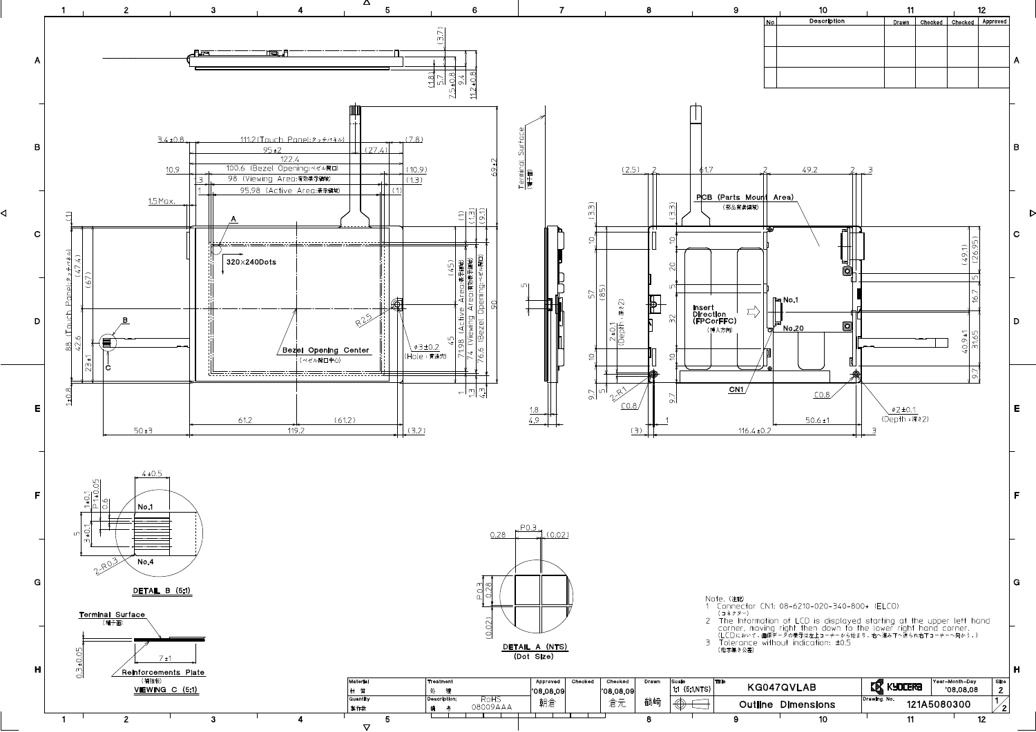| No | Description | Drawn | Checked | Checked | Approved |
|---|---|---|---|---|---|
| | | | | | |
| | | | | | |
| | | | | | |

Note. (注記)

1 Connector CN1: 08-6210-020-340-800+ (ELCO)
(コネクター)

2 The Information of LCD is displayed starting at the upper left hand corner, moving right then down to the lower right hand corner.
(LCDにおいて、画像データの表示は左上コーナーから始まり、右へ進み下へ送られ右下コーナーへ向かう。)

3 Tolerance without indication: ±0.5
(指示無き公差)

DETAIL B (5:1)

DETAIL A (NTS)
(Dot Size)

VIEWING C (5:1)

| Material 材質 | Treatment 処理 | Approved | Checked | Checked | Drawn | Scale | Title | | Year-Month-Day | Size |
|---|---|---|---|---|---|---|---|---|---|---|
| | | '08.08.09 | | '08.08.09 | | 1:1 (5:1,NTS) | KG047QVLAB | KYOCERA | '08.08.08 | 2 |
| Quantity 製作数 | Description; 備考 RoHS 08009AAA | 朝倉 | | 倉元 | 鶴崎 | | Outline Dimensions | Drawing No. 121A5080300 | | 1/2 |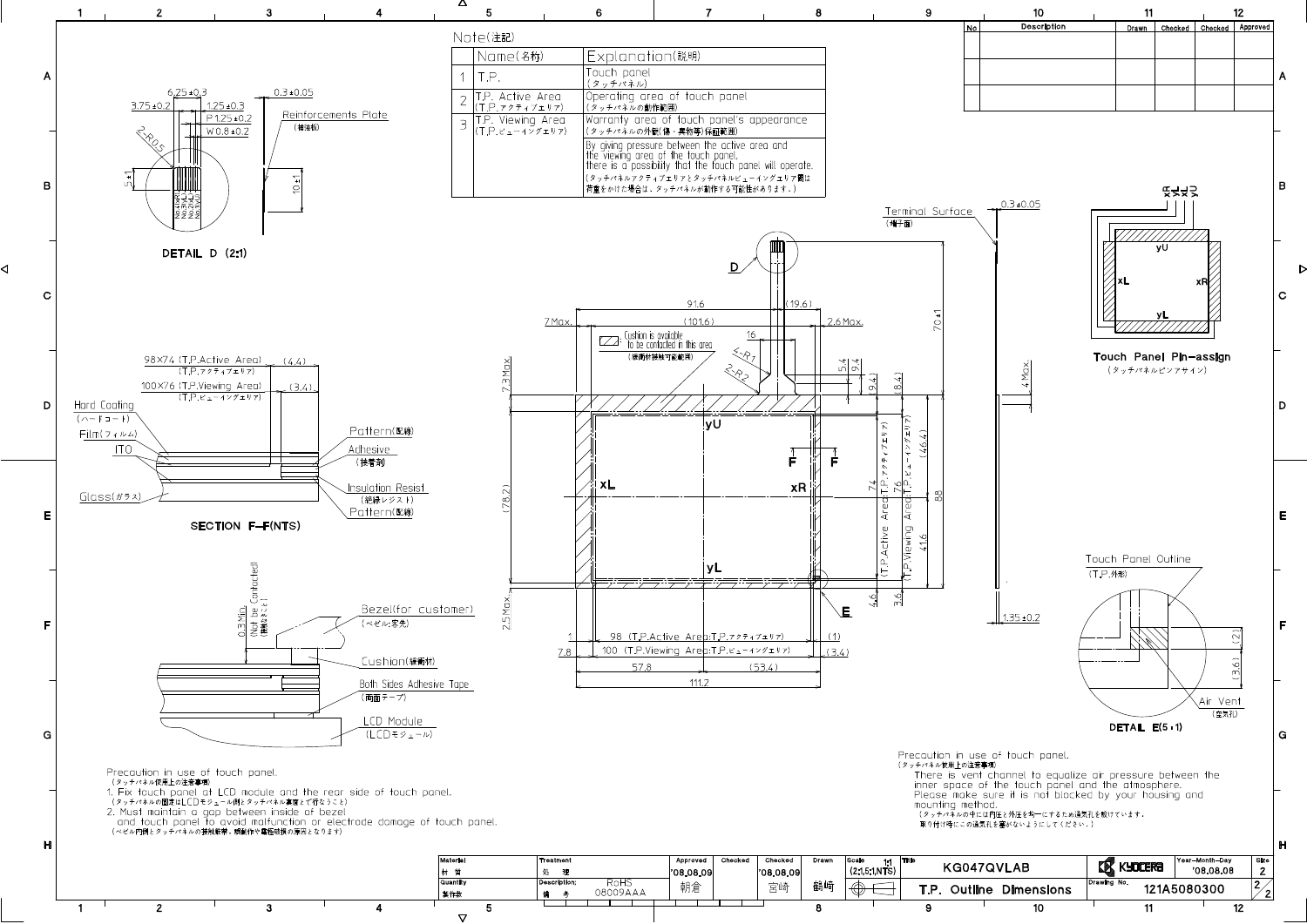## Note(注記)

| | Name(名称) | Explanation(説明) |
|---|---|---|
| 1 | T.P. | Touch panel (タッチパネル) |
| 2 | T.P. Active Area (T.P.アクティブエリア) | Operating area of touch panel (タッチパネルの動作範囲) |
| 3 | T.P. Viewing Area (T.P.ビューイングエリア) | Warranty area of touch panel's appearance (タッチパネルの外観(傷・異物等)保証範囲) |
| | | By giving pressure between the active area and the viewing area of the touch panel, there is a possibility that the touch panel will operate. (タッチパネルアクティブエリアとタッチパネルビューイングエリア間は荷重をかけた場合は、タッチパネルが動作する可能性があります。) |

| No | Description | Drawn | Checked | Checked | Approved |
|---|---|---|---|---|---|
| | | | | | |
| | | | | | |
| | | | | | |

DETAIL D (2:1)

6.25±0.3, 3.75±0.2, 1.25±0.3, P1.25±0.2, W0.8±0.2, 2-R0.5, 5±1, 0.3±0.05, Reinforcements Plate (補強板), 10±1, No.1(xR), No.2(xL), No.3(yL), No.4(yU)

SECTION F-F(NTS)

98×74 (T.P.Active Area) (T.P.アクティブエリア) (4.4)
100×76 (T.P.Viewing Area) (T.P.ビューイングエリア) (3.4)
Hard Coating (ハードコート), Film(フィルム), ITO, Glass(ガラス), Pattern(配線), Adhesive (接着剤), Insulation Resist (絶縁レジスト), Pattern(配線)

Bezel(for customer) (ベゼル:客先), 0.3Min. (Not be Contacted) (接触なきこと), Cushion(緩衝材), Both Sides Adhesive Tape (両面テープ), LCD Module (LCDモジュール)

Cushion is available to be contacted in this area (緩衝材接触可能範囲)

Dimensions: 91.6, (19.6), (101.6), 7Max., 2.6Max., 16, 4-R1, 2-R2, 7.3Max., 5.4, 9.4, (9.4), (8.4), 70±1, (46.4), 74 (T.P.Active Area:T.P.アクティブエリア), 76 (T.P.Viewing Area:T.P.ビューイングエリア), 88, 41.6, 4.6, 3.6, (78.2), 2.5Max., 1, 98 (T.P.Active Area:T.P.アクティブエリア), (1), 7.8, 100 (T.P.Viewing Area:T.P.ビューイングエリア), (3.4), 57.8, (53.4), 111.2

yU, xL, xR, yL, F, F, D, E

Terminal Surface (端子面), 0.3±0.05, 4Max., 1.35±0.2

Touch Panel Pin-assign (タッチパネルピンアサイン): xR, xL, yL, yU

Touch Panel Outline (T.P.外形), (2), (3.6), Air Vent (空気孔)

DETAIL E(5:1)

Precaution in use of touch panel.
(タッチパネル使用上の注意事項)
1. Fix touch panel at LCD module and the rear side of touch panel.
(タッチパネルの固定はLCDモジュール側とタッチパネル裏面とで行なうこと)
2. Must maintain a gap between inside of bezel and touch panel to avoid malfunction or electrode damage of touch panel.
(ベゼル内側とタッチパネルの接触厳禁、誤動作や電極破損の原因となります)

Precaution in use of touch panel.
(タッチパネル使用上の注意事項)
There is vent channel to equalize air pressure between the inner space of the touch panel and the atmosphere. Please make sure it is not blocked by your housing and mounting method.
(タッチパネルの中には内圧と外圧を均一にするため通気孔を設けています。取り付け等にこの通気孔を塞がないようにしてください。)

| Material 材質 | Treatment 処理 | Approved | Checked | Checked | Drawn | Scale 1:1 (2:1,5:1,NTS) | Title KG047QVLAB | KYOCERA | Year-Month-Day '08.08.08 | Size 2 |
|---|---|---|---|---|---|---|---|---|---|---|
| Quantity 製作数 | Description; 備考 RoHS 08009AAA | '08.08.09 朝倉 | | '08.08.09 宮崎 | 龍崎 | | T.P. Outline Dimensions | Drawing No. 121A5080300 | | 2/2 |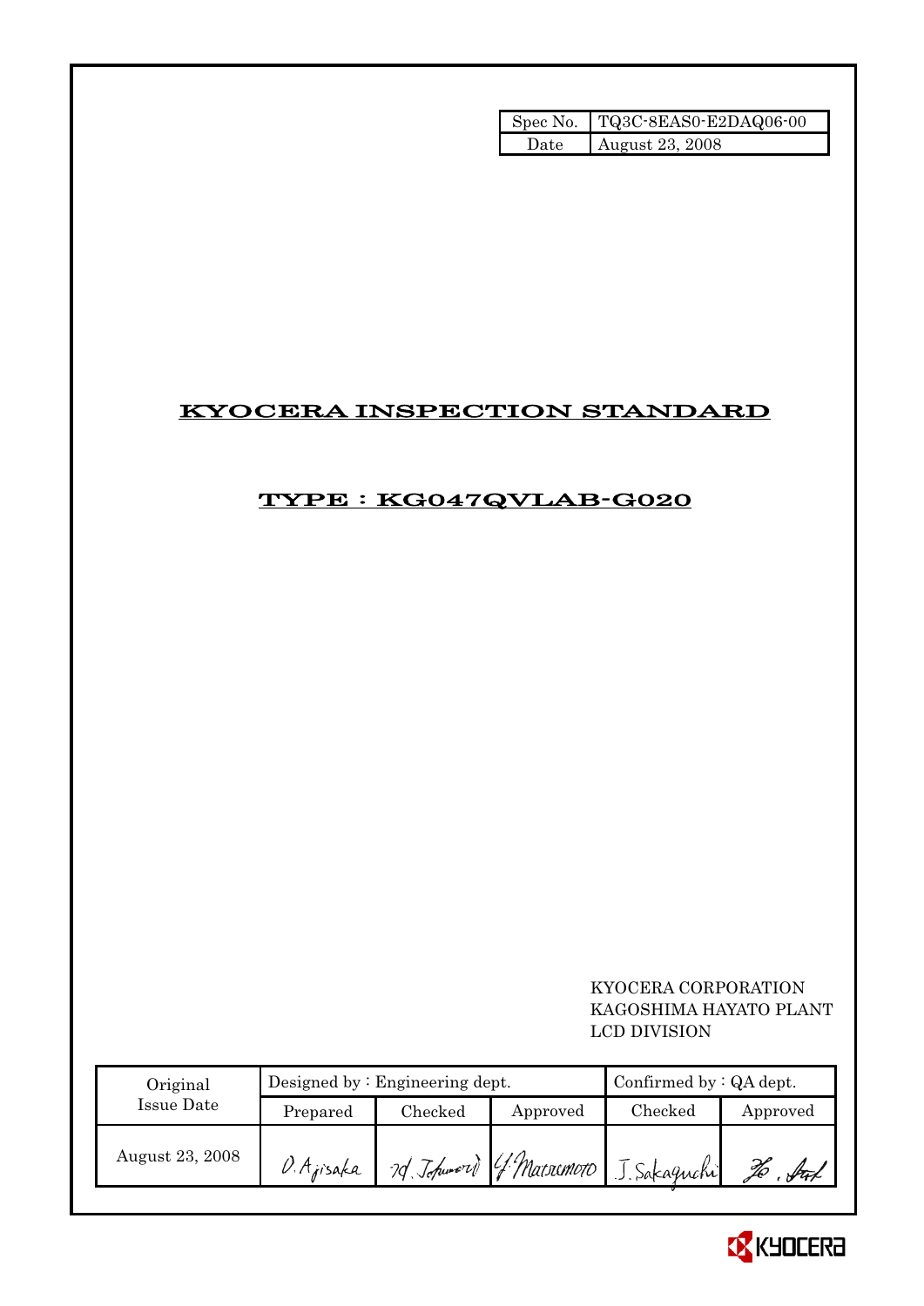| Spec No. | TQ3C-8EAS0-E2DAQ06-00 |
|---|---|
| Date | August 23, 2008 |

# KYOCERA INSPECTION STANDARD

## TYPE : KG047QVLAB-G020

KYOCERA CORPORATION
KAGOSHIMA HAYATO PLANT
LCD DIVISION

| Original Issue Date | Designed by : Engineering dept. | | | Confirmed by : QA dept. | |
|---|---|---|---|---|---|
| | Prepared | Checked | Approved | Checked | Approved |
| August 23, 2008 | O. Ajisaka | M. Johmori | Y. Matsumoto | J. Sakaguchi | Ho. Ant |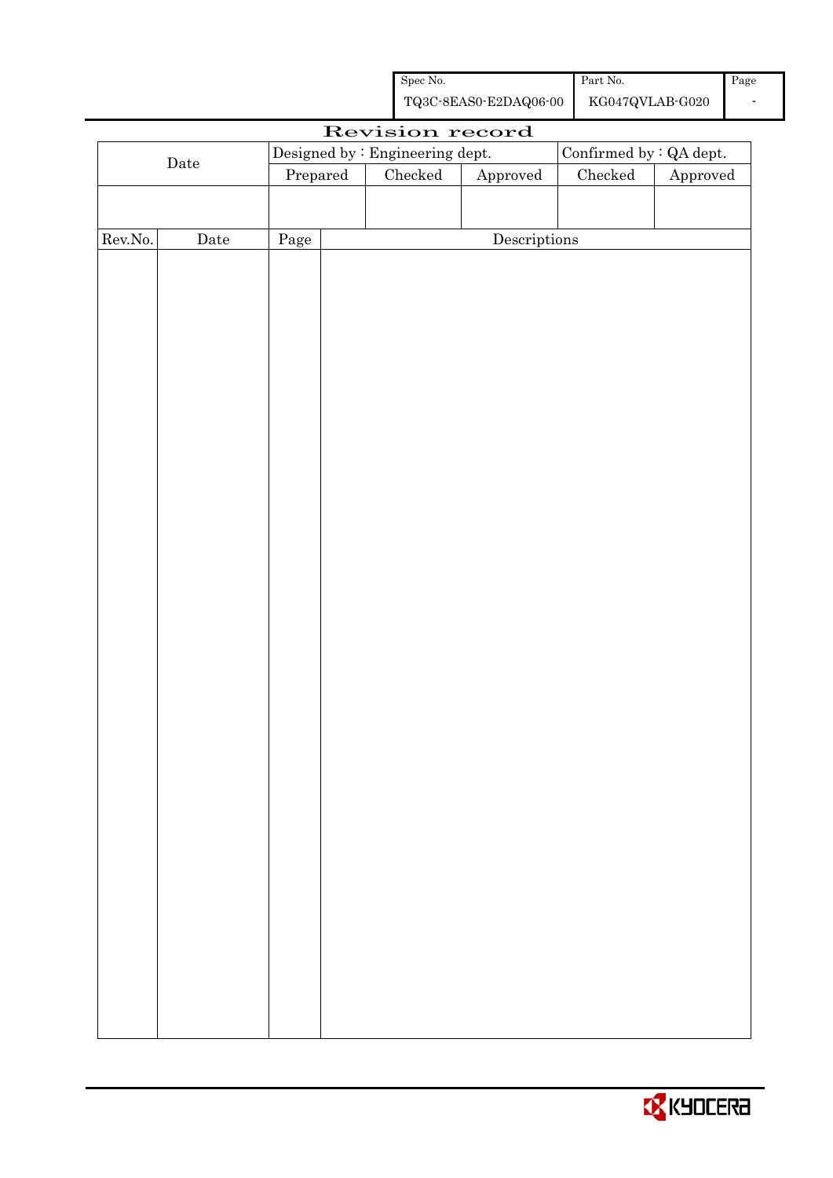| Spec No. | Part No. | Page |
|---|---|---|
| TQ3C-8EAS0-E2DAQ06-00 | KG047QVLAB-G020 | - |

# Revision record

| Date | Designed by : Engineering dept. | | | Confirmed by : QA dept. | |
|---|---|---|---|---|---|
| | Prepared | Checked | Approved | Checked | Approved |
| | | | | | |

| Rev.No. | Date | Page | Descriptions |
|---|---|---|---|
| | | | |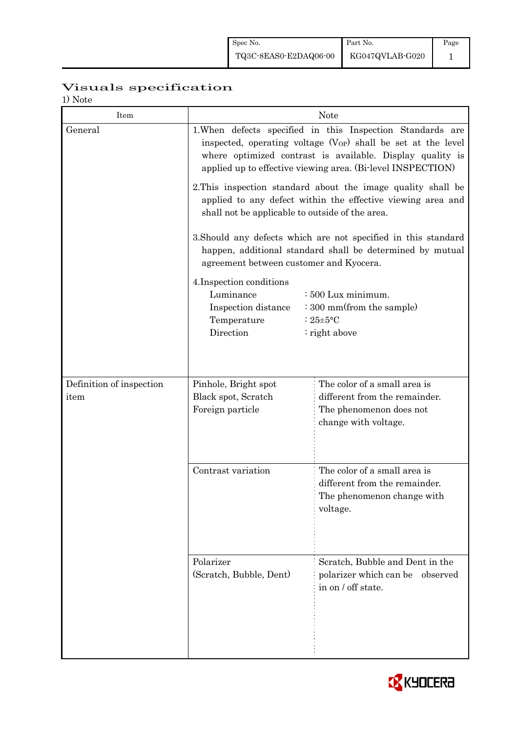# Visuals specification

1) Note

| Item | Note | |
|---|---|---|
| General | 1.When defects specified in this Inspection Standards are inspected, operating voltage ($V_{OP}$) shall be set at the level where optimized contrast is available. Display quality is applied up to effective viewing area. (Bi-level INSPECTION)<br><br>2.This inspection standard about the image quality shall be applied to any defect within the effective viewing area and shall not be applicable to outside of the area.<br><br>3.Should any defects which are not specified in this standard happen, additional standard shall be determined by mutual agreement between customer and Kyocera.<br><br>4.Inspection conditions<br>Luminance : 500 Lux minimum.<br>Inspection distance : 300 mm(from the sample)<br>Temperature : 25±5°C<br>Direction : right above | |
| Definition of inspection item | Pinhole, Bright spot<br>Black spot, Scratch<br>Foreign particle | The color of a small area is different from the remainder. The phenomenon does not change with voltage. |
| | Contrast variation | The color of a small area is different from the remainder. The phenomenon change with voltage. |
| | Polarizer<br>(Scratch, Bubble, Dent) | Scratch, Bubble and Dent in the polarizer which can be observed in on / off state. |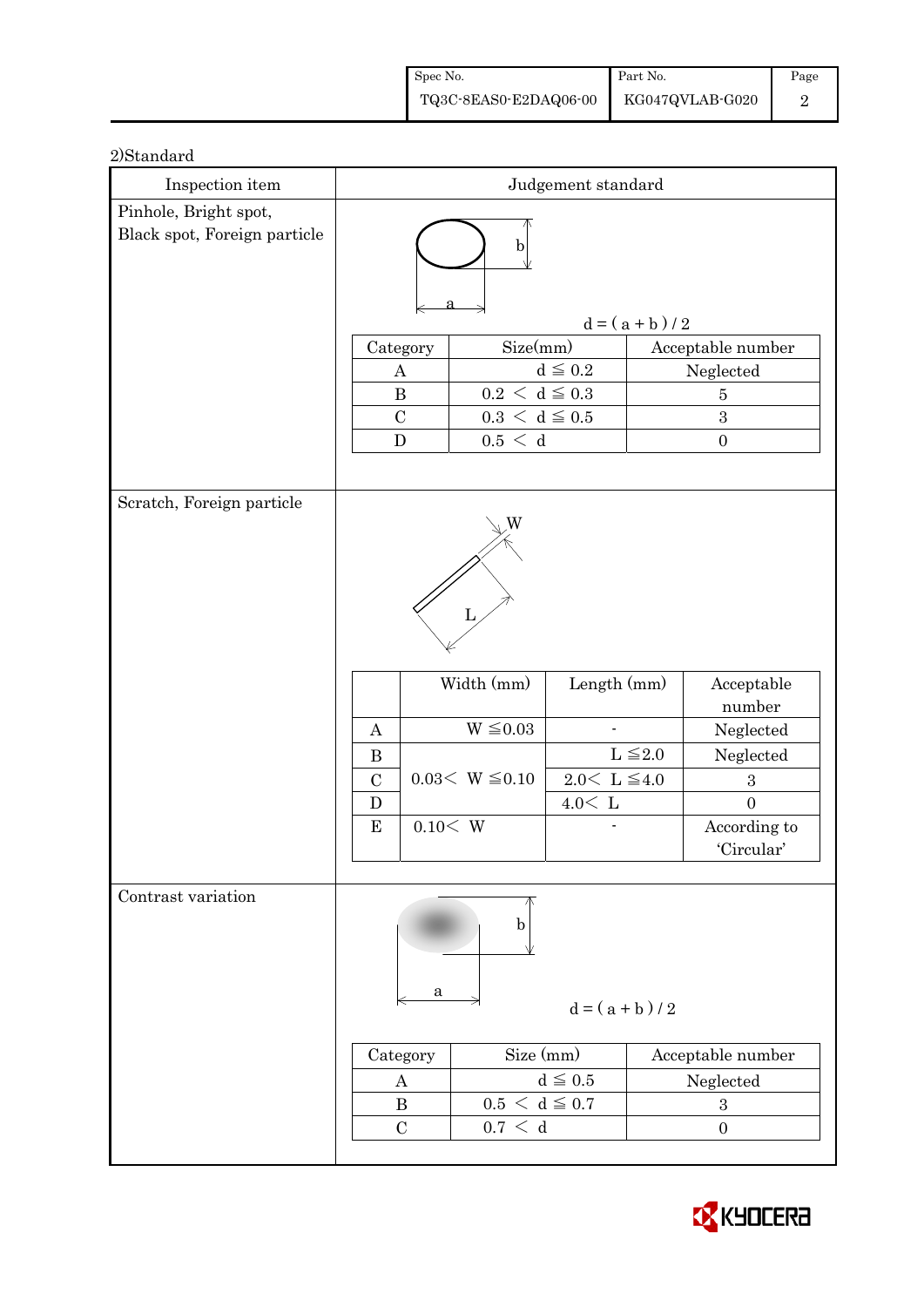2)Standard

| Inspection item | Judgement standard |
|---|---|
| Pinhole, Bright spot, Black spot, Foreign particle | $d = (a + b) / 2$ |
| Scratch, Foreign particle | |
| Contrast variation | $d = (a + b) / 2$ |

**Pinhole, Bright spot, Black spot, Foreign particle**

$d = (a + b) / 2$

| Category | Size(mm) | Acceptable number |
|---|---|---|
| A | $d \leqq 0.2$ | Neglected |
| B | $0.2 < d \leqq 0.3$ | 5 |
| C | $0.3 < d \leqq 0.5$ | 3 |
| D | $0.5 < d$ | 0 |

**Scratch, Foreign particle**

| | Width (mm) | Length (mm) | Acceptable number |
|---|---|---|---|
| A | $W \leqq 0.03$ | - | Neglected |
| B | $0.03 < W \leqq 0.10$ | $L \leqq 2.0$ | Neglected |
| C | | $2.0 < L \leqq 4.0$ | 3 |
| D | | $4.0 < L$ | 0 |
| E | $0.10 < W$ | - | According to 'Circular' |

**Contrast variation**

$d = (a + b) / 2$

| Category | Size (mm) | Acceptable number |
|---|---|---|
| A | $d \leqq 0.5$ | Neglected |
| B | $0.5 < d \leqq 0.7$ | 3 |
| C | $0.7 < d$ | 0 |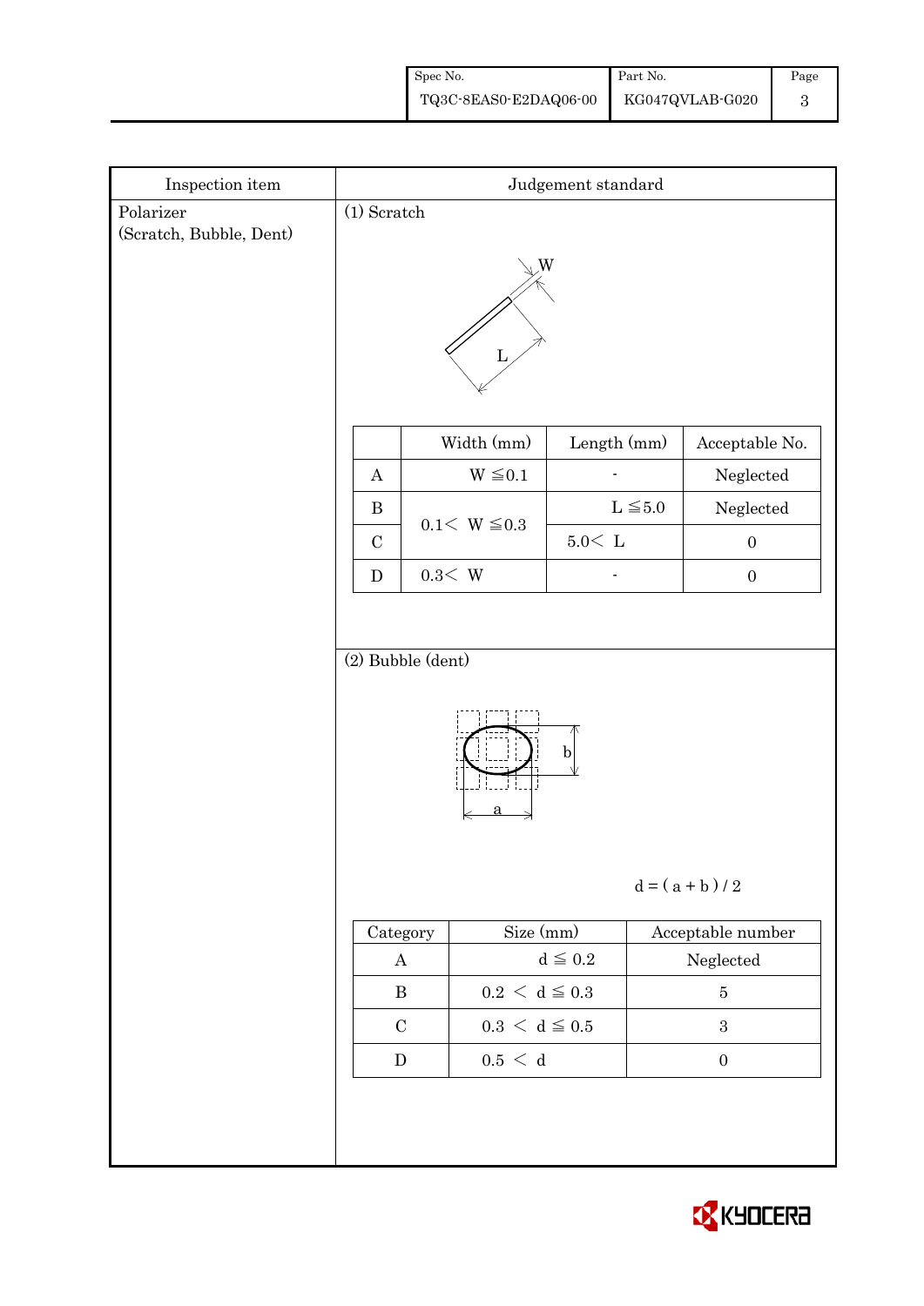| Inspection item | Judgement standard |
|---|---|
| Polarizer (Scratch, Bubble, Dent) | (1) Scratch |

W

L

|  | Width (mm) | Length (mm) | Acceptable No. |
|---|---|---|---|
| A | W ≦0.1 | - | Neglected |
| B | 0.1< W ≦0.3 | L ≦5.0 | Neglected |
| C |  | 5.0< L | 0 |
| D | 0.3< W | - | 0 |

(2) Bubble (dent)

b

a

d = ( a + b ) / 2

| Category | Size (mm) | Acceptable number |
|---|---|---|
| A | d ≦ 0.2 | Neglected |
| B | 0.2 < d ≦ 0.3 | 5 |
| C | 0.3 < d ≦ 0.5 | 3 |
| D | 0.5 < d | 0 |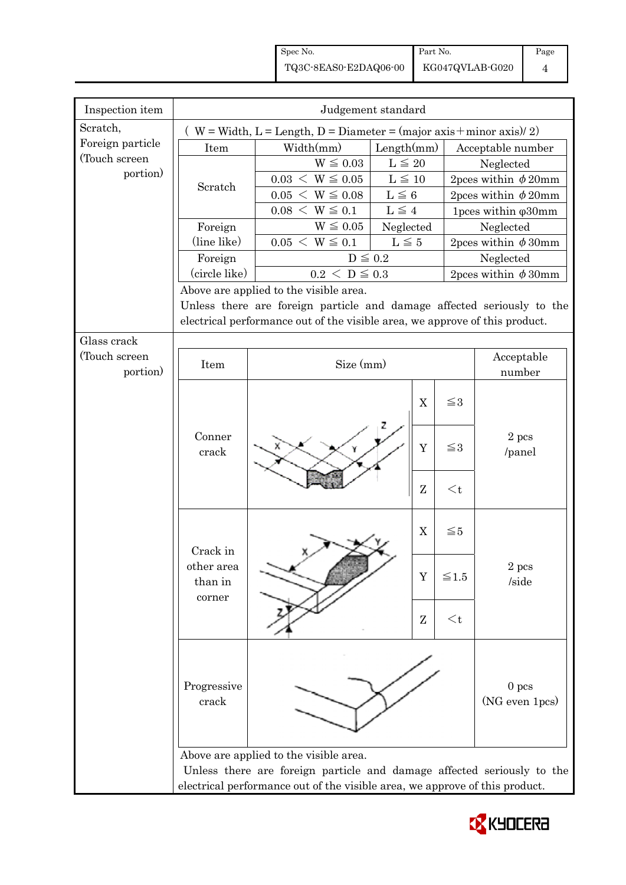| Inspection item | Judgement standard | | | |
|---|---|---|---|---|
| Scratch, Foreign particle (Touch screen portion) | ( W = Width, L = Length, D = Diameter = (major axis + minor axis)/ 2) | | | |
| | Item | Width(mm) | Length(mm) | Acceptable number |
| | Scratch | W ≦ 0.03 | L ≦ 20 | Neglected |
| | | 0.03 < W ≦ 0.05 | L ≦ 10 | 2pces within ϕ20mm |
| | | 0.05 < W ≦ 0.08 | L ≦ 6 | 2pces within ϕ20mm |
| | | 0.08 < W ≦ 0.1 | L ≦ 4 | 1pces within φ30mm |
| | Foreign (line like) | W ≦ 0.05 | Neglected | Neglected |
| | | 0.05 < W ≦ 0.1 | L ≦ 5 | 2pces within ϕ30mm |
| | Foreign (circle like) | D ≦ 0.2 | | Neglected |
| | | 0.2 < D ≦ 0.3 | | 2pces within ϕ30mm |
| | Above are applied to the visible area. Unless there are foreign particle and damage affected seriously to the electrical performance out of the visible area, we approve of this product. | | | |

| Inspection item | Item | Size (mm) | | Acceptable number |
|---|---|---|---|---|
| Glass crack (Touch screen portion) | Conner crack | X | ≦3 | 2 pcs /panel |
| | | Y | ≦3 | |
| | | Z | <t | |
| | Crack in other area than in corner | X | ≦5 | 2 pcs /side |
| | | Y | ≦1.5 | |
| | | Z | <t | |
| | Progressive crack | | | 0 pcs (NG even 1pcs) |

Above are applied to the visible area.
Unless there are foreign particle and damage affected seriously to the electrical performance out of the visible area, we approve of this product.